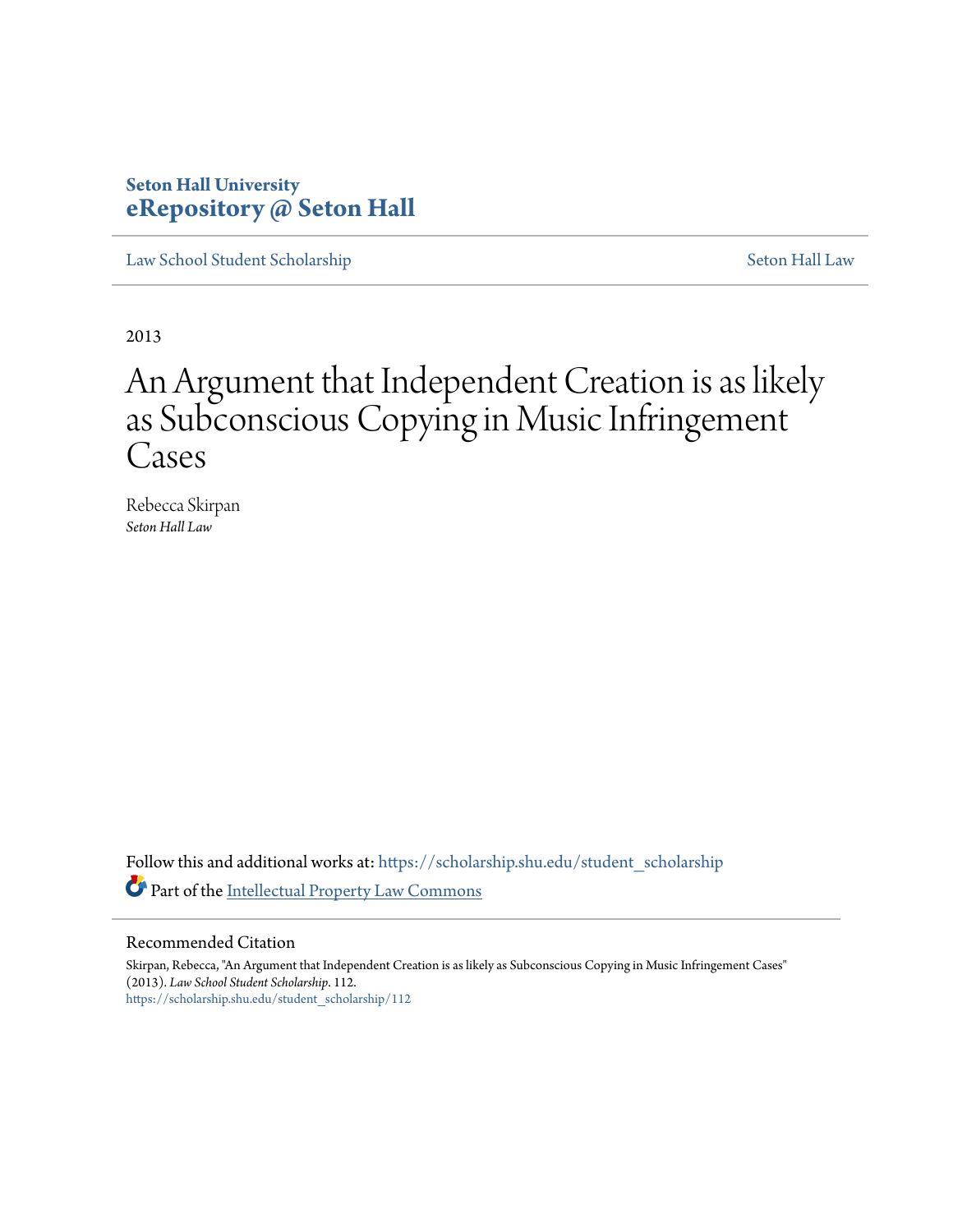Seton Hall University
**eRepository @ Seton Hall**

Law School Student Scholarship | Seton Hall Law

2013

# An Argument that Independent Creation is as likely as Subconscious Copying in Music Infringement Cases

Rebecca Skirpan
*Seton Hall Law*

Follow this and additional works at: https://scholarship.shu.edu/student_scholarship

Part of the Intellectual Property Law Commons

## Recommended Citation

Skirpan, Rebecca, "An Argument that Independent Creation is as likely as Subconscious Copying in Music Infringement Cases" (2013). *Law School Student Scholarship*. 112.
https://scholarship.shu.edu/student_scholarship/112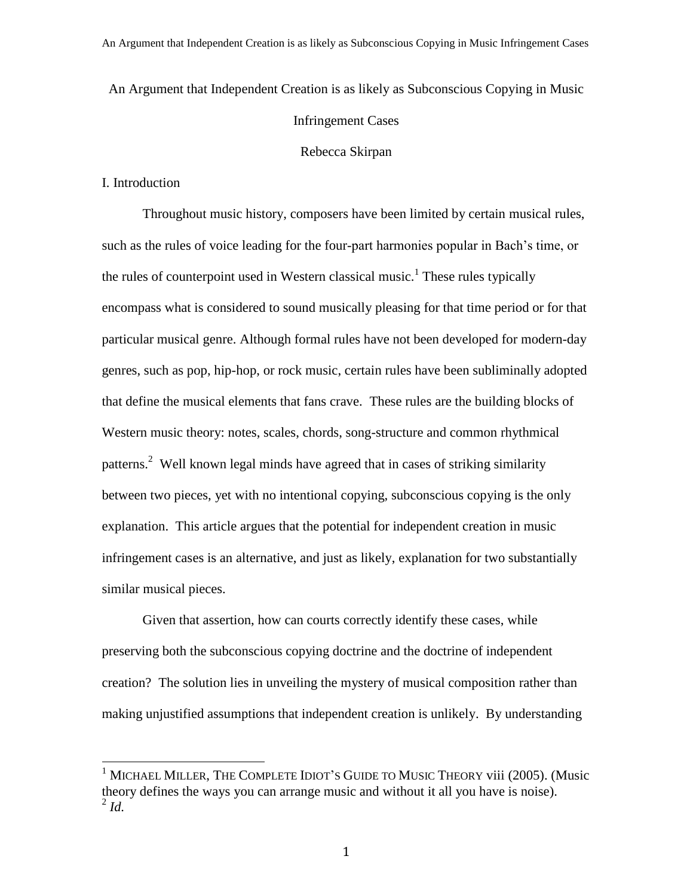An Argument that Independent Creation is as likely as Subconscious Copying in Music Infringement Cases

Rebecca Skirpan

## I. Introduction

Throughout music history, composers have been limited by certain musical rules, such as the rules of voice leading for the four-part harmonies popular in Bach's time, or the rules of counterpoint used in Western classical music.[1] These rules typically encompass what is considered to sound musically pleasing for that time period or for that particular musical genre. Although formal rules have not been developed for modern-day genres, such as pop, hip-hop, or rock music, certain rules have been subliminally adopted that define the musical elements that fans crave. These rules are the building blocks of Western music theory: notes, scales, chords, song-structure and common rhythmical patterns.[2] Well known legal minds have agreed that in cases of striking similarity between two pieces, yet with no intentional copying, subconscious copying is the only explanation. This article argues that the potential for independent creation in music infringement cases is an alternative, and just as likely, explanation for two substantially similar musical pieces.

Given that assertion, how can courts correctly identify these cases, while preserving both the subconscious copying doctrine and the doctrine of independent creation? The solution lies in unveiling the mystery of musical composition rather than making unjustified assumptions that independent creation is unlikely. By understanding

---

[1] MICHAEL MILLER, THE COMPLETE IDIOT'S GUIDE TO MUSIC THEORY viii (2005). (Music theory defines the ways you can arrange music and without it all you have is noise).

[2] *Id.*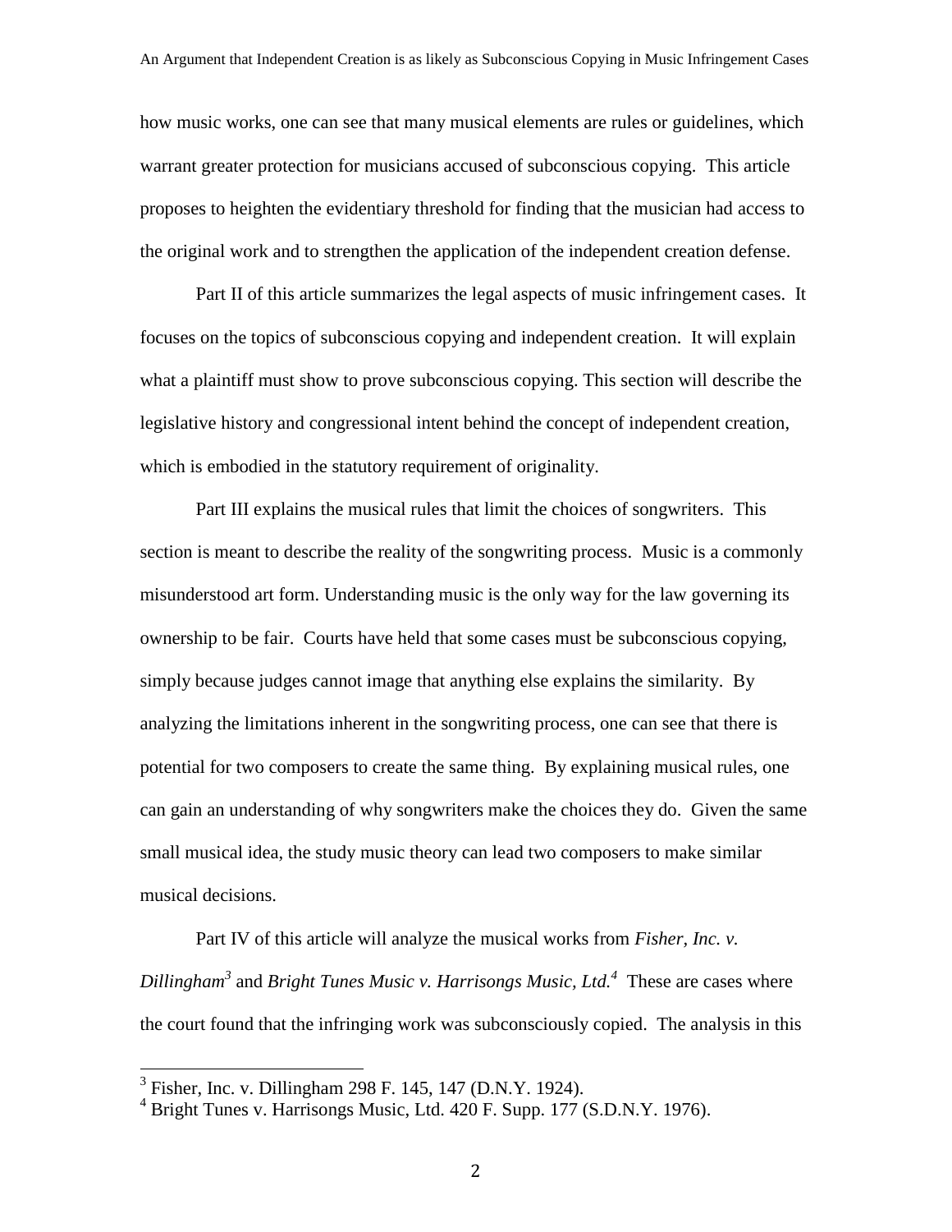how music works, one can see that many musical elements are rules or guidelines, which warrant greater protection for musicians accused of subconscious copying. This article proposes to heighten the evidentiary threshold for finding that the musician had access to the original work and to strengthen the application of the independent creation defense.

Part II of this article summarizes the legal aspects of music infringement cases. It focuses on the topics of subconscious copying and independent creation. It will explain what a plaintiff must show to prove subconscious copying. This section will describe the legislative history and congressional intent behind the concept of independent creation, which is embodied in the statutory requirement of originality.

Part III explains the musical rules that limit the choices of songwriters. This section is meant to describe the reality of the songwriting process. Music is a commonly misunderstood art form. Understanding music is the only way for the law governing its ownership to be fair. Courts have held that some cases must be subconscious copying, simply because judges cannot image that anything else explains the similarity. By analyzing the limitations inherent in the songwriting process, one can see that there is potential for two composers to create the same thing. By explaining musical rules, one can gain an understanding of why songwriters make the choices they do. Given the same small musical idea, the study music theory can lead two composers to make similar musical decisions.

Part IV of this article will analyze the musical works from *Fisher, Inc. v. Dillingham*[3] and *Bright Tunes Music v. Harrisongs Music, Ltd.*[4] These are cases where the court found that the infringing work was subconsciously copied. The analysis in this

---

[3] Fisher, Inc. v. Dillingham 298 F. 145, 147 (D.N.Y. 1924).

[4] Bright Tunes v. Harrisongs Music, Ltd. 420 F. Supp. 177 (S.D.N.Y. 1976).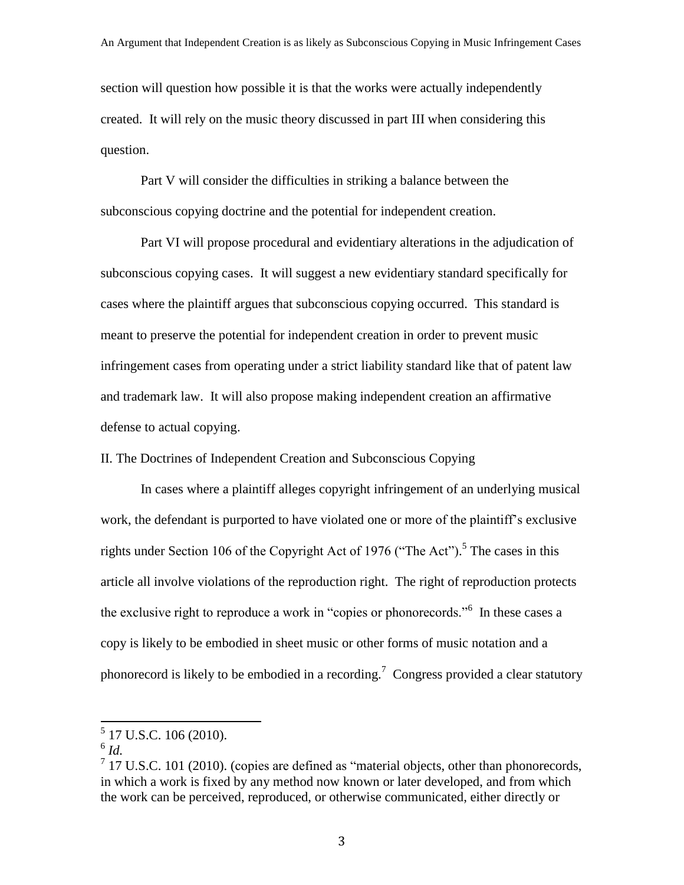section will question how possible it is that the works were actually independently created. It will rely on the music theory discussed in part III when considering this question.

Part V will consider the difficulties in striking a balance between the subconscious copying doctrine and the potential for independent creation.

Part VI will propose procedural and evidentiary alterations in the adjudication of subconscious copying cases. It will suggest a new evidentiary standard specifically for cases where the plaintiff argues that subconscious copying occurred. This standard is meant to preserve the potential for independent creation in order to prevent music infringement cases from operating under a strict liability standard like that of patent law and trademark law. It will also propose making independent creation an affirmative defense to actual copying.

## II. The Doctrines of Independent Creation and Subconscious Copying

In cases where a plaintiff alleges copyright infringement of an underlying musical work, the defendant is purported to have violated one or more of the plaintiff's exclusive rights under Section 106 of the Copyright Act of 1976 ("The Act").[5] The cases in this article all involve violations of the reproduction right. The right of reproduction protects the exclusive right to reproduce a work in "copies or phonorecords."[6] In these cases a copy is likely to be embodied in sheet music or other forms of music notation and a phonorecord is likely to be embodied in a recording.[7] Congress provided a clear statutory

---

[5] 17 U.S.C. 106 (2010).

[6] *Id.*

[7] 17 U.S.C. 101 (2010). (copies are defined as "material objects, other than phonorecords, in which a work is fixed by any method now known or later developed, and from which the work can be perceived, reproduced, or otherwise communicated, either directly or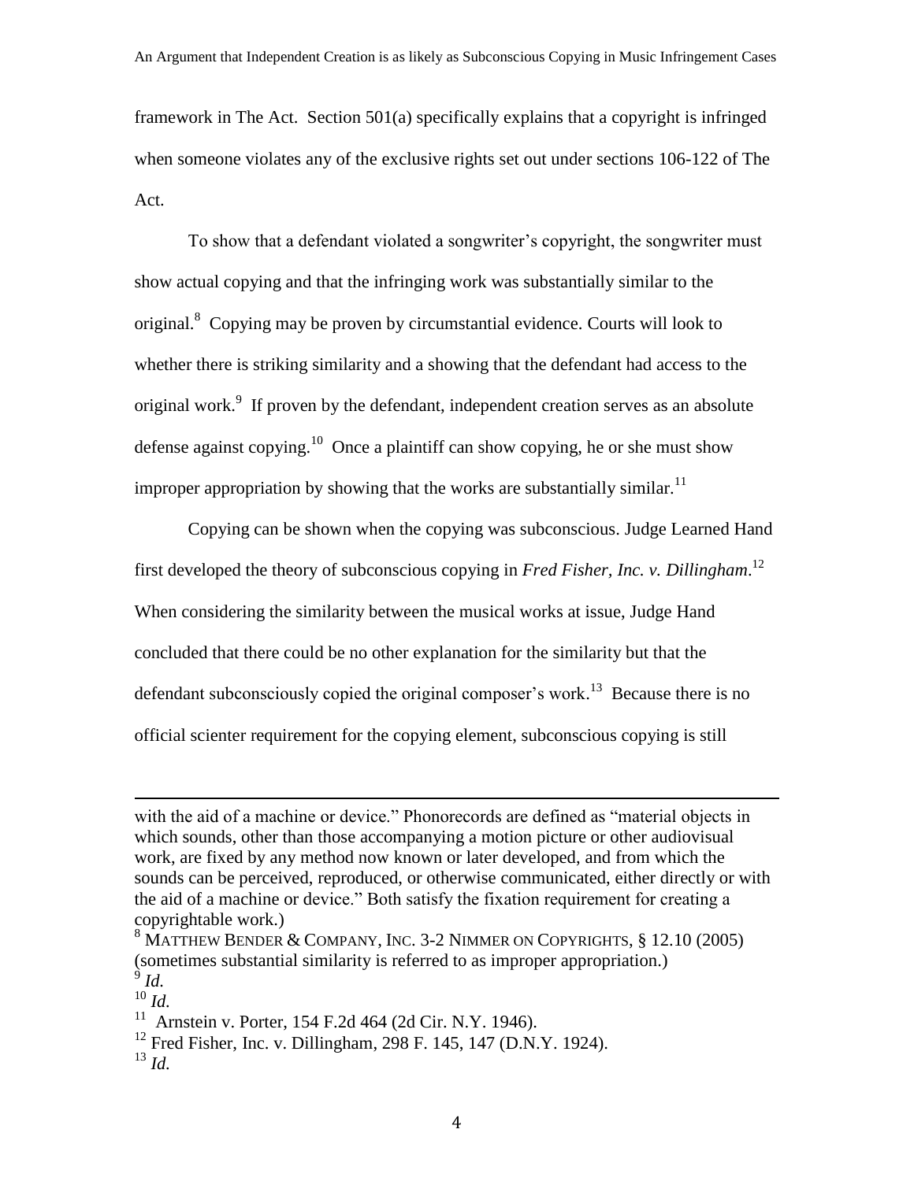framework in The Act. Section 501(a) specifically explains that a copyright is infringed when someone violates any of the exclusive rights set out under sections 106-122 of The Act.

To show that a defendant violated a songwriter's copyright, the songwriter must show actual copying and that the infringing work was substantially similar to the original.[8] Copying may be proven by circumstantial evidence. Courts will look to whether there is striking similarity and a showing that the defendant had access to the original work.[9] If proven by the defendant, independent creation serves as an absolute defense against copying.[10] Once a plaintiff can show copying, he or she must show improper appropriation by showing that the works are substantially similar.[11]

Copying can be shown when the copying was subconscious. Judge Learned Hand first developed the theory of subconscious copying in *Fred Fisher, Inc. v. Dillingham*.[12] When considering the similarity between the musical works at issue, Judge Hand concluded that there could be no other explanation for the similarity but that the defendant subconsciously copied the original composer's work.[13] Because there is no official scienter requirement for the copying element, subconscious copying is still

---

with the aid of a machine or device." Phonorecords are defined as "material objects in which sounds, other than those accompanying a motion picture or other audiovisual work, are fixed by any method now known or later developed, and from which the sounds can be perceived, reproduced, or otherwise communicated, either directly or with the aid of a machine or device." Both satisfy the fixation requirement for creating a copyrightable work.)

[8] MATTHEW BENDER & COMPANY, INC. 3-2 NIMMER ON COPYRIGHTS, § 12.10 (2005) (sometimes substantial similarity is referred to as improper appropriation.)

[9] *Id.*

[10] *Id.*

[11] Arnstein v. Porter, 154 F.2d 464 (2d Cir. N.Y. 1946).

[12] Fred Fisher, Inc. v. Dillingham, 298 F. 145, 147 (D.N.Y. 1924).

[13] *Id.*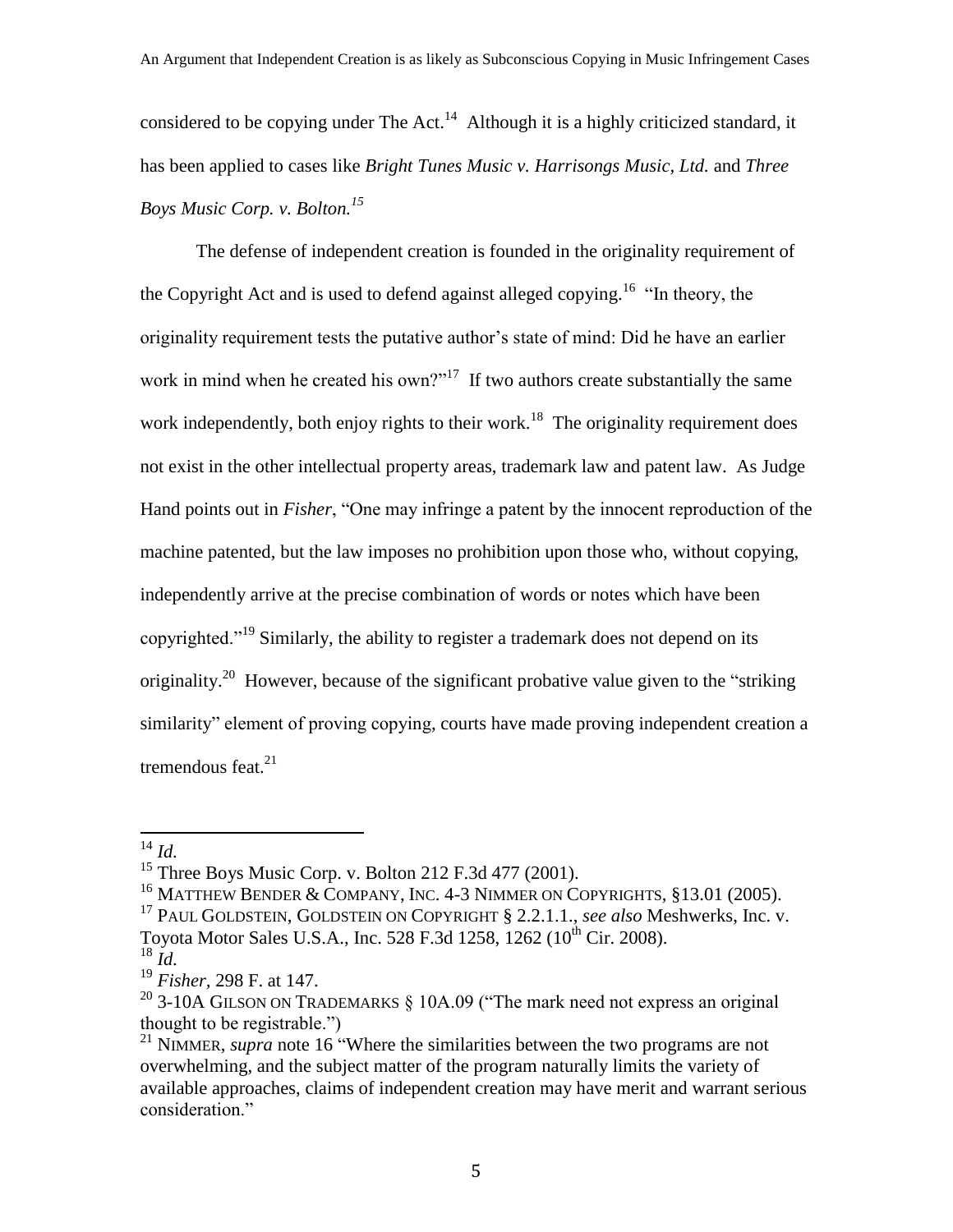considered to be copying under The Act.[14] Although it is a highly criticized standard, it has been applied to cases like *Bright Tunes Music v. Harrisongs Music, Ltd.* and *Three Boys Music Corp. v. Bolton.*[15]

The defense of independent creation is founded in the originality requirement of the Copyright Act and is used to defend against alleged copying.[16] "In theory, the originality requirement tests the putative author's state of mind: Did he have an earlier work in mind when he created his own?"[17] If two authors create substantially the same work independently, both enjoy rights to their work.[18] The originality requirement does not exist in the other intellectual property areas, trademark law and patent law. As Judge Hand points out in *Fisher*, "One may infringe a patent by the innocent reproduction of the machine patented, but the law imposes no prohibition upon those who, without copying, independently arrive at the precise combination of words or notes which have been copyrighted."[19] Similarly, the ability to register a trademark does not depend on its originality.[20] However, because of the significant probative value given to the "striking similarity" element of proving copying, courts have made proving independent creation a tremendous feat.[21]

---

[14] *Id.*

[15] Three Boys Music Corp. v. Bolton 212 F.3d 477 (2001).

[16] MATTHEW BENDER & COMPANY, INC. 4-3 NIMMER ON COPYRIGHTS, §13.01 (2005).

[17] PAUL GOLDSTEIN, GOLDSTEIN ON COPYRIGHT § 2.2.1.1., *see also* Meshwerks, Inc. v. Toyota Motor Sales U.S.A., Inc. 528 F.3d 1258, 1262 (10th Cir. 2008).

[18] *Id.*

[19] *Fisher*, 298 F. at 147.

[20] 3-10A GILSON ON TRADEMARKS § 10A.09 ("The mark need not express an original thought to be registrable.")

[21] NIMMER, *supra* note 16 "Where the similarities between the two programs are not overwhelming, and the subject matter of the program naturally limits the variety of available approaches, claims of independent creation may have merit and warrant serious consideration."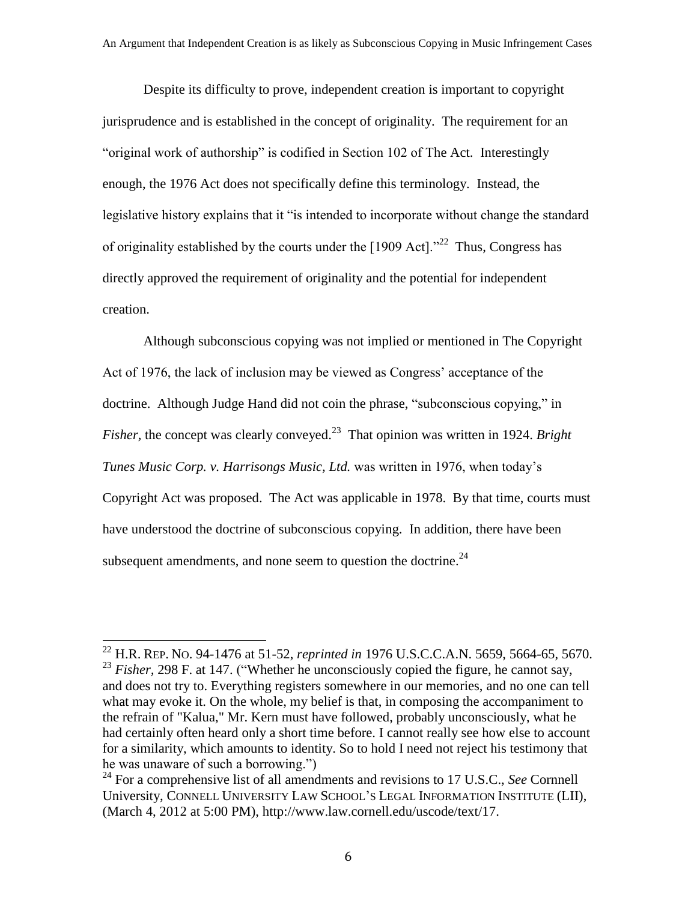Despite its difficulty to prove, independent creation is important to copyright jurisprudence and is established in the concept of originality. The requirement for an "original work of authorship" is codified in Section 102 of The Act. Interestingly enough, the 1976 Act does not specifically define this terminology. Instead, the legislative history explains that it "is intended to incorporate without change the standard of originality established by the courts under the [1909 Act]."[22] Thus, Congress has directly approved the requirement of originality and the potential for independent creation.

Although subconscious copying was not implied or mentioned in The Copyright Act of 1976, the lack of inclusion may be viewed as Congress' acceptance of the doctrine. Although Judge Hand did not coin the phrase, "subconscious copying," in *Fisher*, the concept was clearly conveyed.[23] That opinion was written in 1924. *Bright Tunes Music Corp. v. Harrisongs Music, Ltd.* was written in 1976, when today's Copyright Act was proposed. The Act was applicable in 1978. By that time, courts must have understood the doctrine of subconscious copying. In addition, there have been subsequent amendments, and none seem to question the doctrine.[24]

---

[22] H.R. REP. NO. 94-1476 at 51-52, *reprinted in* 1976 U.S.C.C.A.N. 5659, 5664-65, 5670.

[23] *Fisher*, 298 F. at 147. ("Whether he unconsciously copied the figure, he cannot say, and does not try to. Everything registers somewhere in our memories, and no one can tell what may evoke it. On the whole, my belief is that, in composing the accompaniment to the refrain of "Kalua," Mr. Kern must have followed, probably unconsciously, what he had certainly often heard only a short time before. I cannot really see how else to account for a similarity, which amounts to identity. So to hold I need not reject his testimony that he was unaware of such a borrowing.")

[24] For a comprehensive list of all amendments and revisions to 17 U.S.C., *See* Cornnell University, CONNELL UNIVERSITY LAW SCHOOL'S LEGAL INFORMATION INSTITUTE (LII), (March 4, 2012 at 5:00 PM), http://www.law.cornell.edu/uscode/text/17.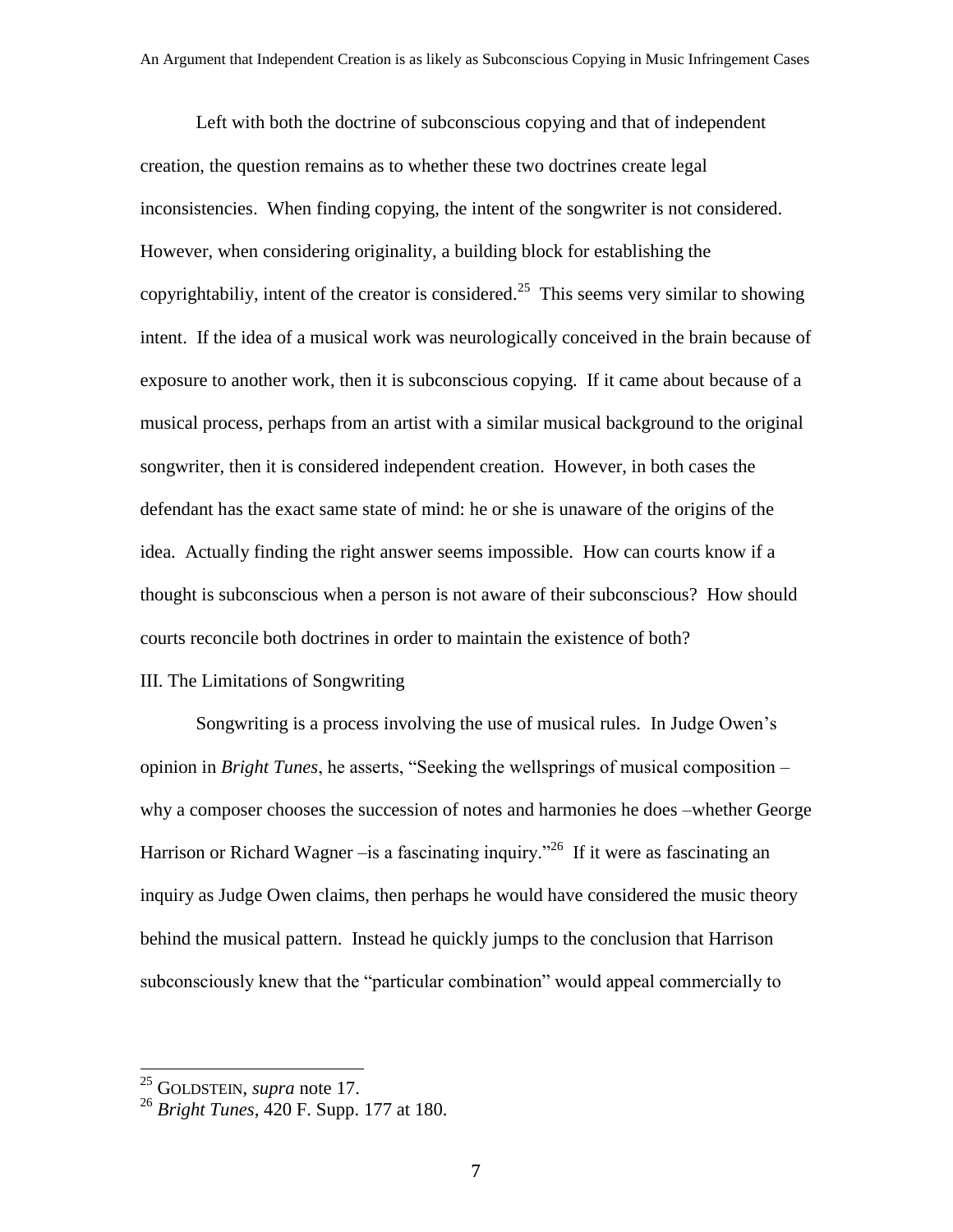Left with both the doctrine of subconscious copying and that of independent creation, the question remains as to whether these two doctrines create legal inconsistencies. When finding copying, the intent of the songwriter is not considered. However, when considering originality, a building block for establishing the copyrightabiliy, intent of the creator is considered.[25] This seems very similar to showing intent. If the idea of a musical work was neurologically conceived in the brain because of exposure to another work, then it is subconscious copying. If it came about because of a musical process, perhaps from an artist with a similar musical background to the original songwriter, then it is considered independent creation. However, in both cases the defendant has the exact same state of mind: he or she is unaware of the origins of the idea. Actually finding the right answer seems impossible. How can courts know if a thought is subconscious when a person is not aware of their subconscious? How should courts reconcile both doctrines in order to maintain the existence of both?

## III. The Limitations of Songwriting

Songwriting is a process involving the use of musical rules. In Judge Owen's opinion in *Bright Tunes*, he asserts, "Seeking the wellsprings of musical composition – why a composer chooses the succession of notes and harmonies he does –whether George Harrison or Richard Wagner –is a fascinating inquiry."[26] If it were as fascinating an inquiry as Judge Owen claims, then perhaps he would have considered the music theory behind the musical pattern. Instead he quickly jumps to the conclusion that Harrison subconsciously knew that the "particular combination" would appeal commercially to

---

[25] GOLDSTEIN, *supra* note 17.

[26] *Bright Tunes*, 420 F. Supp. 177 at 180.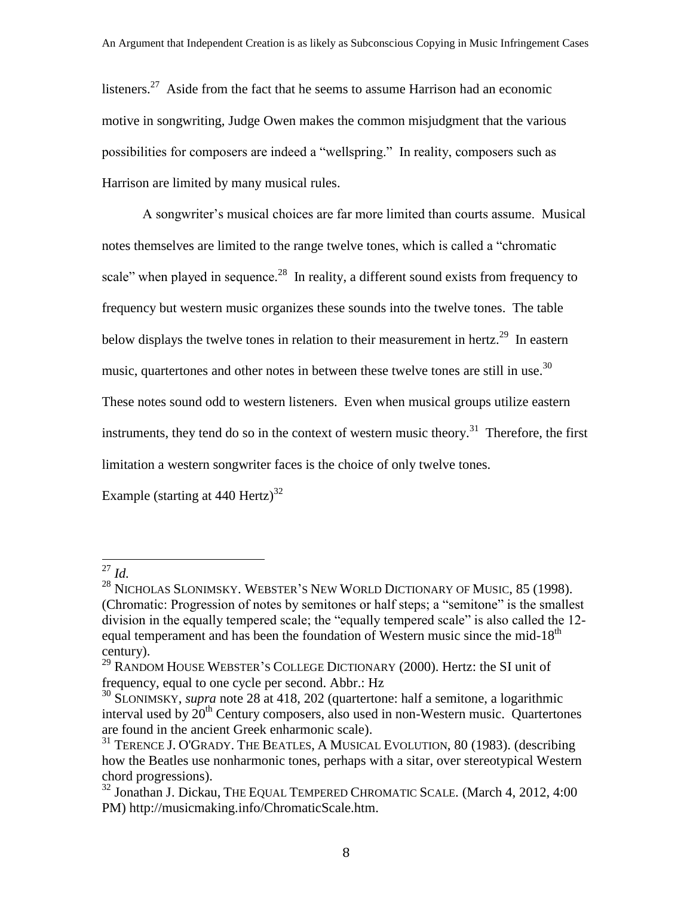listeners.[27] Aside from the fact that he seems to assume Harrison had an economic motive in songwriting, Judge Owen makes the common misjudgment that the various possibilities for composers are indeed a "wellspring." In reality, composers such as Harrison are limited by many musical rules.

A songwriter's musical choices are far more limited than courts assume. Musical notes themselves are limited to the range twelve tones, which is called a "chromatic scale" when played in sequence.[28] In reality, a different sound exists from frequency to frequency but western music organizes these sounds into the twelve tones. The table below displays the twelve tones in relation to their measurement in hertz.[29] In eastern music, quartertones and other notes in between these twelve tones are still in use.[30] These notes sound odd to western listeners. Even when musical groups utilize eastern instruments, they tend do so in the context of western music theory.[31] Therefore, the first limitation a western songwriter faces is the choice of only twelve tones.

Example (starting at 440 Hertz)[32]

---

[27] *Id.*

[28] NICHOLAS SLONIMSKY. WEBSTER'S NEW WORLD DICTIONARY OF MUSIC, 85 (1998). (Chromatic: Progression of notes by semitones or half steps; a "semitone" is the smallest division in the equally tempered scale; the "equally tempered scale" is also called the 12-equal temperament and has been the foundation of Western music since the mid-18th century).

[29] RANDOM HOUSE WEBSTER'S COLLEGE DICTIONARY (2000). Hertz: the SI unit of frequency, equal to one cycle per second. Abbr.: Hz

[30] SLONIMSKY, *supra* note 28 at 418, 202 (quartertone: half a semitone, a logarithmic interval used by 20th Century composers, also used in non-Western music. Quartertones are found in the ancient Greek enharmonic scale).

[31] TERENCE J. O'GRADY. THE BEATLES, A MUSICAL EVOLUTION, 80 (1983). (describing how the Beatles use nonharmonic tones, perhaps with a sitar, over stereotypical Western chord progressions).

[32] Jonathan J. Dickau, THE EQUAL TEMPERED CHROMATIC SCALE. (March 4, 2012, 4:00 PM) http://musicmaking.info/ChromaticScale.htm.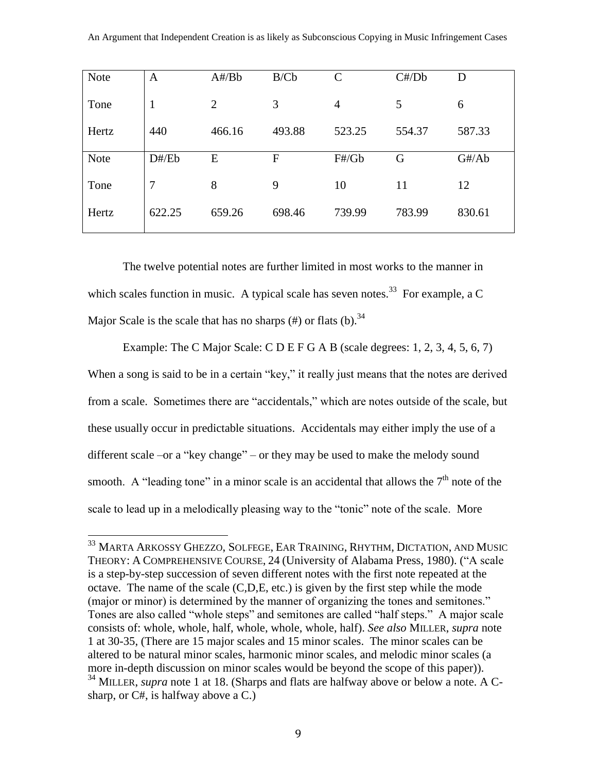| Note | A | A#/Bb | B/Cb | C | C#/Db | D |
|---|---|---|---|---|---|---|
| Tone | 1 | 2 | 3 | 4 | 5 | 6 |
| Hertz | 440 | 466.16 | 493.88 | 523.25 | 554.37 | 587.33 |
| Note | D#/Eb | E | F | F#/Gb | G | G#/Ab |
| Tone | 7 | 8 | 9 | 10 | 11 | 12 |
| Hertz | 622.25 | 659.26 | 698.46 | 739.99 | 783.99 | 830.61 |

The twelve potential notes are further limited in most works to the manner in which scales function in music. A typical scale has seven notes.[33] For example, a C Major Scale is the scale that has no sharps (#) or flats (b).[34]

Example: The C Major Scale: C D E F G A B (scale degrees: 1, 2, 3, 4, 5, 6, 7)

When a song is said to be in a certain "key," it really just means that the notes are derived from a scale. Sometimes there are "accidentals," which are notes outside of the scale, but these usually occur in predictable situations. Accidentals may either imply the use of a different scale –or a "key change" – or they may be used to make the melody sound smooth. A "leading tone" in a minor scale is an accidental that allows the 7th note of the scale to lead up in a melodically pleasing way to the "tonic" note of the scale. More

---

[33] MARTA ARKOSSY GHEZZO, SOLFEGE, EAR TRAINING, RHYTHM, DICTATION, AND MUSIC THEORY: A COMPREHENSIVE COURSE, 24 (University of Alabama Press, 1980). ("A scale is a step-by-step succession of seven different notes with the first note repeated at the octave. The name of the scale (C,D,E, etc.) is given by the first step while the mode (major or minor) is determined by the manner of organizing the tones and semitones." Tones are also called "whole steps" and semitones are called "half steps." A major scale consists of: whole, whole, half, whole, whole, whole, half). *See also* MILLER, *supra* note 1 at 30-35, (There are 15 major scales and 15 minor scales. The minor scales can be altered to be natural minor scales, harmonic minor scales, and melodic minor scales (a more in-depth discussion on minor scales would be beyond the scope of this paper)).

[34] MILLER, *supra* note 1 at 18. (Sharps and flats are halfway above or below a note. A C-sharp, or C#, is halfway above a C.)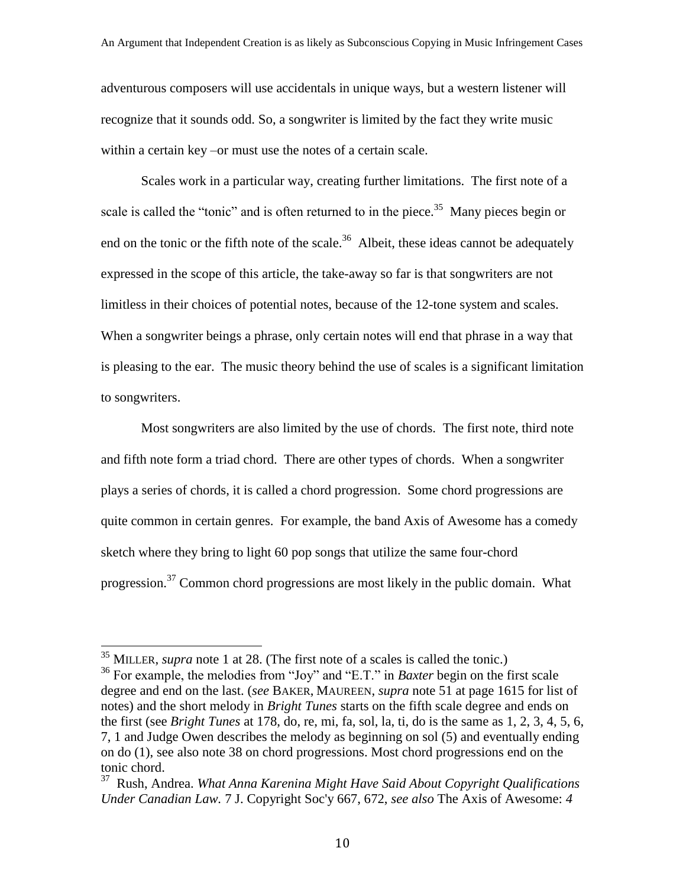adventurous composers will use accidentals in unique ways, but a western listener will recognize that it sounds odd. So, a songwriter is limited by the fact they write music within a certain key –or must use the notes of a certain scale.

Scales work in a particular way, creating further limitations. The first note of a scale is called the "tonic" and is often returned to in the piece.[35] Many pieces begin or end on the tonic or the fifth note of the scale.[36] Albeit, these ideas cannot be adequately expressed in the scope of this article, the take-away so far is that songwriters are not limitless in their choices of potential notes, because of the 12-tone system and scales. When a songwriter beings a phrase, only certain notes will end that phrase in a way that is pleasing to the ear. The music theory behind the use of scales is a significant limitation to songwriters.

Most songwriters are also limited by the use of chords. The first note, third note and fifth note form a triad chord. There are other types of chords. When a songwriter plays a series of chords, it is called a chord progression. Some chord progressions are quite common in certain genres. For example, the band Axis of Awesome has a comedy sketch where they bring to light 60 pop songs that utilize the same four-chord progression.[37] Common chord progressions are most likely in the public domain. What

---

[35] MILLER, *supra* note 1 at 28. (The first note of a scales is called the tonic.)

[36] For example, the melodies from "Joy" and "E.T." in *Baxter* begin on the first scale degree and end on the last. (*see* BAKER, MAUREEN, *supra* note 51 at page 1615 for list of notes) and the short melody in *Bright Tunes* starts on the fifth scale degree and ends on the first (see *Bright Tunes* at 178, do, re, mi, fa, sol, la, ti, do is the same as 1, 2, 3, 4, 5, 6, 7, 1 and Judge Owen describes the melody as beginning on sol (5) and eventually ending on do (1), see also note 38 on chord progressions. Most chord progressions end on the tonic chord.

[37] Rush, Andrea. *What Anna Karenina Might Have Said About Copyright Qualifications Under Canadian Law.* 7 J. Copyright Soc'y 667, 672, *see also* The Axis of Awesome: *4*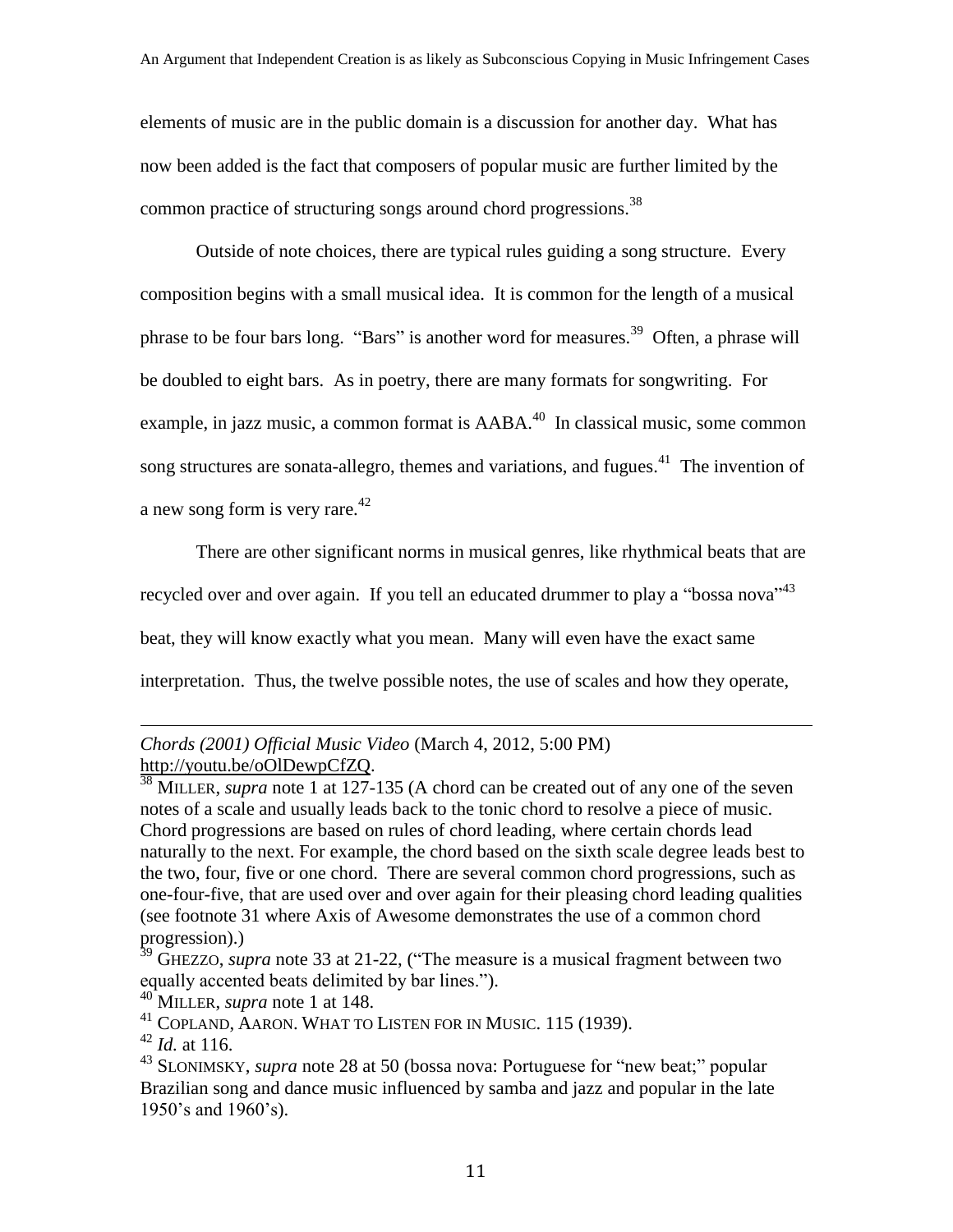elements of music are in the public domain is a discussion for another day. What has now been added is the fact that composers of popular music are further limited by the common practice of structuring songs around chord progressions.[38]

Outside of note choices, there are typical rules guiding a song structure. Every composition begins with a small musical idea. It is common for the length of a musical phrase to be four bars long. "Bars" is another word for measures.[39] Often, a phrase will be doubled to eight bars. As in poetry, there are many formats for songwriting. For example, in jazz music, a common format is AABA.[40] In classical music, some common song structures are sonata-allegro, themes and variations, and fugues.[41] The invention of a new song form is very rare.[42]

There are other significant norms in musical genres, like rhythmical beats that are recycled over and over again. If you tell an educated drummer to play a "bossa nova"[43] beat, they will know exactly what you mean. Many will even have the exact same interpretation. Thus, the twelve possible notes, the use of scales and how they operate,

---

*Chords (2001) Official Music Video* (March 4, 2012, 5:00 PM) http://youtu.be/oOlDewpCfZQ.

[38] MILLER, *supra* note 1 at 127-135 (A chord can be created out of any one of the seven notes of a scale and usually leads back to the tonic chord to resolve a piece of music. Chord progressions are based on rules of chord leading, where certain chords lead naturally to the next. For example, the chord based on the sixth scale degree leads best to the two, four, five or one chord. There are several common chord progressions, such as one-four-five, that are used over and over again for their pleasing chord leading qualities (see footnote 31 where Axis of Awesome demonstrates the use of a common chord progression).)

[39] GHEZZO, *supra* note 33 at 21-22, ("The measure is a musical fragment between two equally accented beats delimited by bar lines.").

[40] MILLER, *supra* note 1 at 148.

[41] COPLAND, AARON. WHAT TO LISTEN FOR IN MUSIC. 115 (1939).

[42] *Id.* at 116.

[43] SLONIMSKY, *supra* note 28 at 50 (bossa nova: Portuguese for "new beat;" popular Brazilian song and dance music influenced by samba and jazz and popular in the late 1950's and 1960's).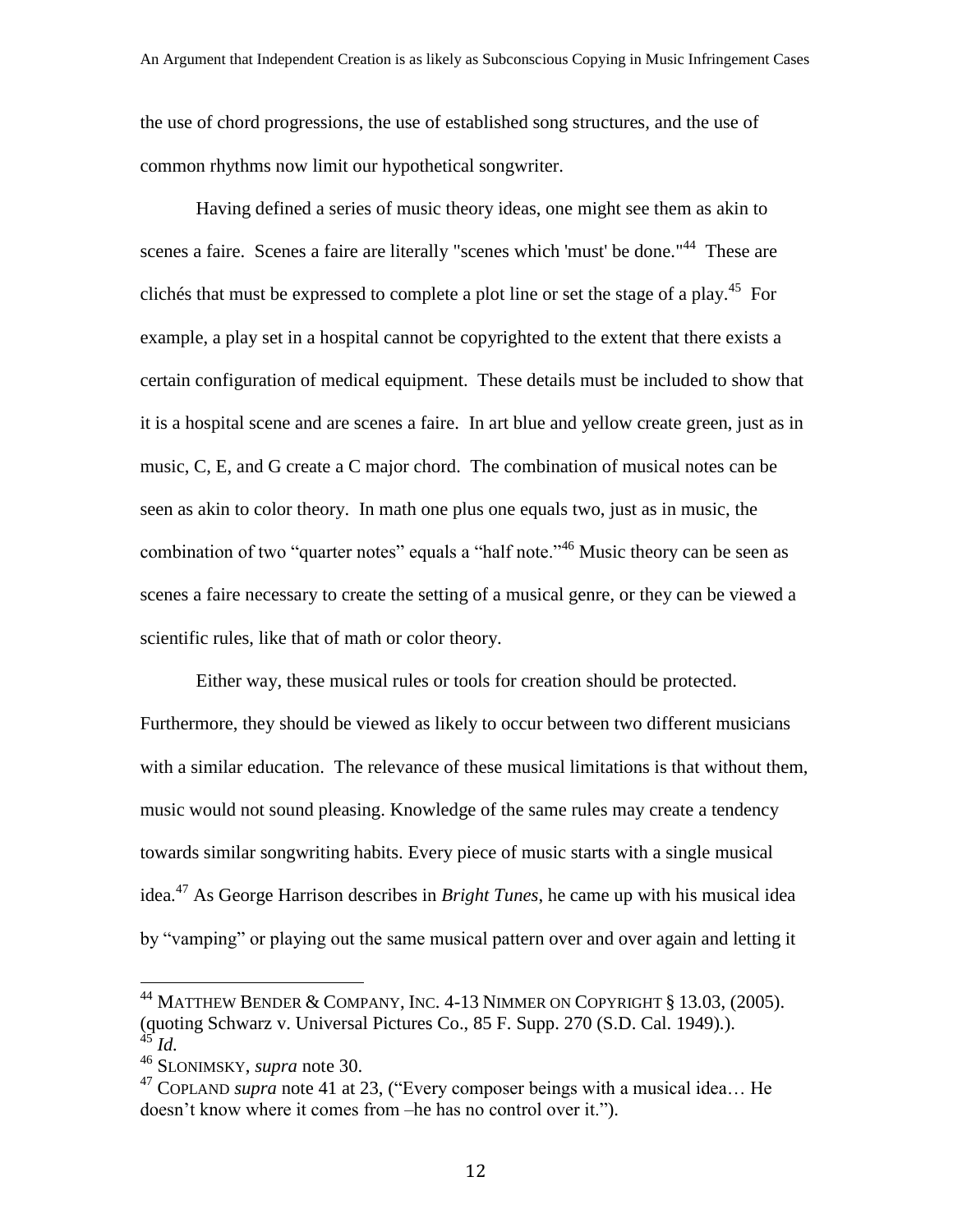the use of chord progressions, the use of established song structures, and the use of common rhythms now limit our hypothetical songwriter.

Having defined a series of music theory ideas, one might see them as akin to scenes a faire. Scenes a faire are literally "scenes which 'must' be done."[44] These are clichés that must be expressed to complete a plot line or set the stage of a play.[45] For example, a play set in a hospital cannot be copyrighted to the extent that there exists a certain configuration of medical equipment. These details must be included to show that it is a hospital scene and are scenes a faire. In art blue and yellow create green, just as in music, C, E, and G create a C major chord. The combination of musical notes can be seen as akin to color theory. In math one plus one equals two, just as in music, the combination of two "quarter notes" equals a "half note."[46] Music theory can be seen as scenes a faire necessary to create the setting of a musical genre, or they can be viewed a scientific rules, like that of math or color theory.

Either way, these musical rules or tools for creation should be protected. Furthermore, they should be viewed as likely to occur between two different musicians with a similar education. The relevance of these musical limitations is that without them, music would not sound pleasing. Knowledge of the same rules may create a tendency towards similar songwriting habits. Every piece of music starts with a single musical idea.[47] As George Harrison describes in *Bright Tunes*, he came up with his musical idea by "vamping" or playing out the same musical pattern over and over again and letting it

---

[44] MATTHEW BENDER & COMPANY, INC. 4-13 NIMMER ON COPYRIGHT § 13.03, (2005). (quoting Schwarz v. Universal Pictures Co., 85 F. Supp. 270 (S.D. Cal. 1949).).

[45] *Id.*

[46] SLONIMSKY, *supra* note 30.

[47] COPLAND *supra* note 41 at 23, ("Every composer beings with a musical idea… He doesn't know where it comes from –he has no control over it.").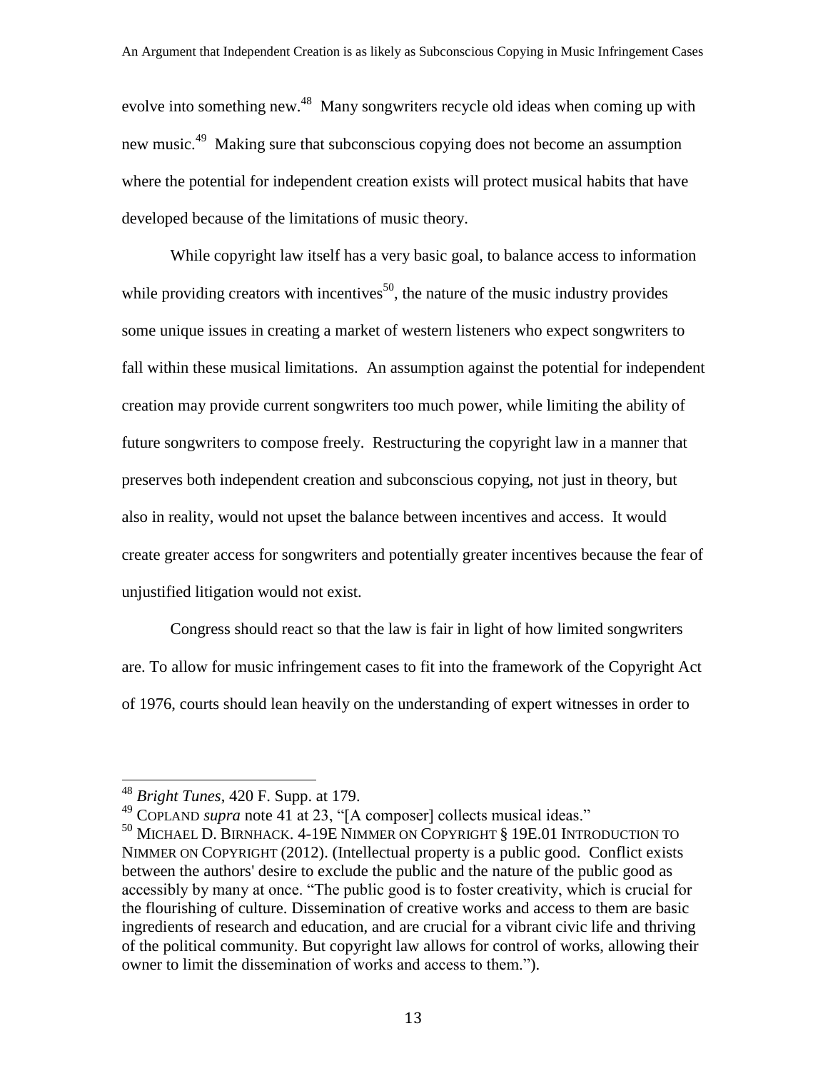evolve into something new.[48] Many songwriters recycle old ideas when coming up with new music.[49] Making sure that subconscious copying does not become an assumption where the potential for independent creation exists will protect musical habits that have developed because of the limitations of music theory.

While copyright law itself has a very basic goal, to balance access to information while providing creators with incentives[50], the nature of the music industry provides some unique issues in creating a market of western listeners who expect songwriters to fall within these musical limitations. An assumption against the potential for independent creation may provide current songwriters too much power, while limiting the ability of future songwriters to compose freely. Restructuring the copyright law in a manner that preserves both independent creation and subconscious copying, not just in theory, but also in reality, would not upset the balance between incentives and access. It would create greater access for songwriters and potentially greater incentives because the fear of unjustified litigation would not exist.

Congress should react so that the law is fair in light of how limited songwriters are. To allow for music infringement cases to fit into the framework of the Copyright Act of 1976, courts should lean heavily on the understanding of expert witnesses in order to

---

[48] *Bright Tunes*, 420 F. Supp. at 179.

[49] COPLAND *supra* note 41 at 23, "[A composer] collects musical ideas."

[50] MICHAEL D. BIRNHACK. 4-19E NIMMER ON COPYRIGHT § 19E.01 INTRODUCTION TO NIMMER ON COPYRIGHT (2012). (Intellectual property is a public good. Conflict exists between the authors' desire to exclude the public and the nature of the public good as accessibly by many at once. "The public good is to foster creativity, which is crucial for the flourishing of culture. Dissemination of creative works and access to them are basic ingredients of research and education, and are crucial for a vibrant civic life and thriving of the political community. But copyright law allows for control of works, allowing their owner to limit the dissemination of works and access to them.").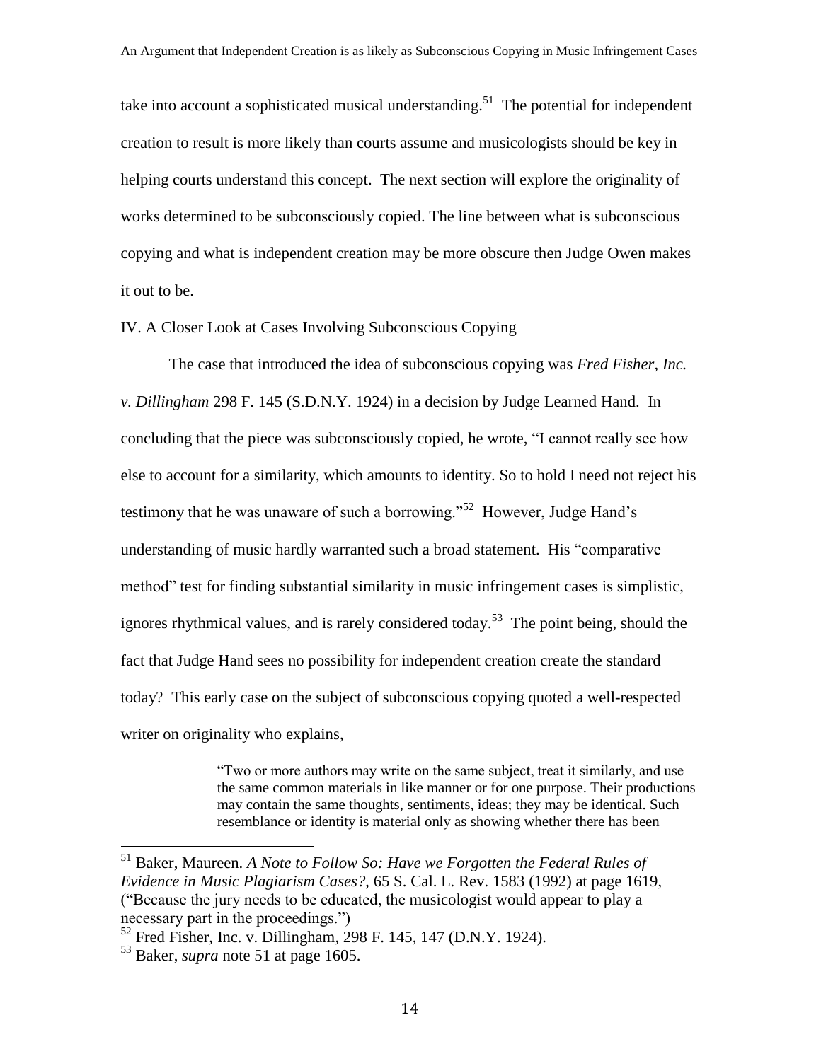take into account a sophisticated musical understanding.[51] The potential for independent creation to result is more likely than courts assume and musicologists should be key in helping courts understand this concept. The next section will explore the originality of works determined to be subconsciously copied. The line between what is subconscious copying and what is independent creation may be more obscure then Judge Owen makes it out to be.

## IV. A Closer Look at Cases Involving Subconscious Copying

The case that introduced the idea of subconscious copying was *Fred Fisher, Inc. v. Dillingham* 298 F. 145 (S.D.N.Y. 1924) in a decision by Judge Learned Hand. In concluding that the piece was subconsciously copied, he wrote, "I cannot really see how else to account for a similarity, which amounts to identity. So to hold I need not reject his testimony that he was unaware of such a borrowing."[52] However, Judge Hand's understanding of music hardly warranted such a broad statement. His "comparative method" test for finding substantial similarity in music infringement cases is simplistic, ignores rhythmical values, and is rarely considered today.[53] The point being, should the fact that Judge Hand sees no possibility for independent creation create the standard today? This early case on the subject of subconscious copying quoted a well-respected writer on originality who explains,

> "Two or more authors may write on the same subject, treat it similarly, and use the same common materials in like manner or for one purpose. Their productions may contain the same thoughts, sentiments, ideas; they may be identical. Such resemblance or identity is material only as showing whether there has been

---

[51] Baker, Maureen. *A Note to Follow So: Have we Forgotten the Federal Rules of Evidence in Music Plagiarism Cases?*, 65 S. Cal. L. Rev. 1583 (1992) at page 1619, ("Because the jury needs to be educated, the musicologist would appear to play a necessary part in the proceedings.")

[52] Fred Fisher, Inc. v. Dillingham, 298 F. 145, 147 (D.N.Y. 1924).

[53] Baker, *supra* note 51 at page 1605.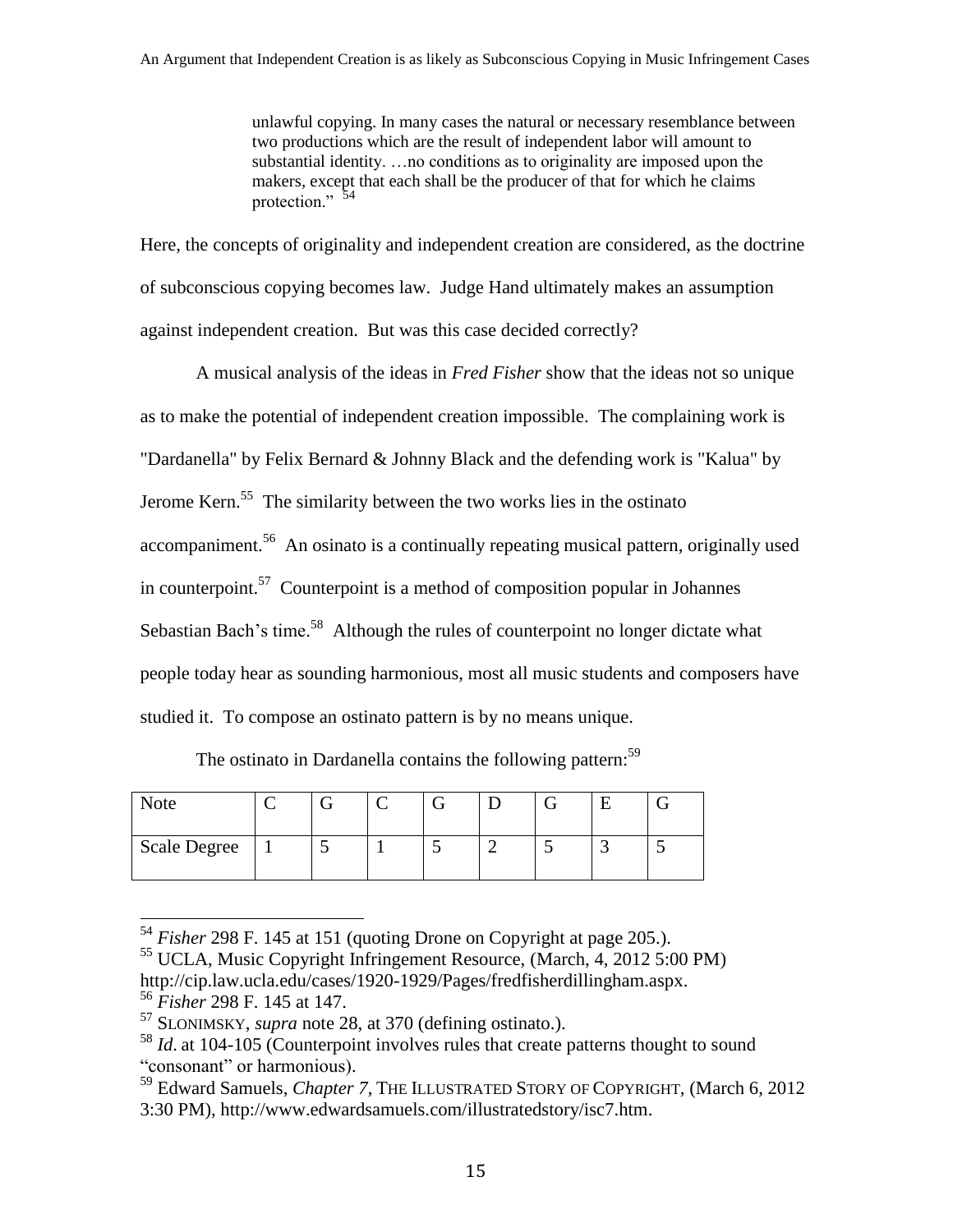> unlawful copying. In many cases the natural or necessary resemblance between two productions which are the result of independent labor will amount to substantial identity. …no conditions as to originality are imposed upon the makers, except that each shall be the producer of that for which he claims protection." [54]

Here, the concepts of originality and independent creation are considered, as the doctrine of subconscious copying becomes law. Judge Hand ultimately makes an assumption against independent creation. But was this case decided correctly?

A musical analysis of the ideas in *Fred Fisher* show that the ideas not so unique as to make the potential of independent creation impossible. The complaining work is "Dardanella" by Felix Bernard & Johnny Black and the defending work is "Kalua" by Jerome Kern.[55] The similarity between the two works lies in the ostinato accompaniment.[56] An osinato is a continually repeating musical pattern, originally used in counterpoint.[57] Counterpoint is a method of composition popular in Johannes Sebastian Bach's time.[58] Although the rules of counterpoint no longer dictate what people today hear as sounding harmonious, most all music students and composers have studied it. To compose an ostinato pattern is by no means unique.

The ostinato in Dardanella contains the following pattern:[59]

| Note | C | G | C | G | D | G | E | G |
|---|---|---|---|---|---|---|---|---|
| Scale Degree | 1 | 5 | 1 | 5 | 2 | 5 | 3 | 5 |

---

[54] *Fisher* 298 F. 145 at 151 (quoting Drone on Copyright at page 205.).

[55] UCLA, Music Copyright Infringement Resource, (March, 4, 2012 5:00 PM) http://cip.law.ucla.edu/cases/1920-1929/Pages/fredfisherdillingham.aspx.

[56] *Fisher* 298 F. 145 at 147.

[57] SLONIMSKY, *supra* note 28, at 370 (defining ostinato.).

[58] *Id.* at 104-105 (Counterpoint involves rules that create patterns thought to sound "consonant" or harmonious).

[59] Edward Samuels, *Chapter 7*, THE ILLUSTRATED STORY OF COPYRIGHT, (March 6, 2012 3:30 PM), http://www.edwardsamuels.com/illustratedstory/isc7.htm.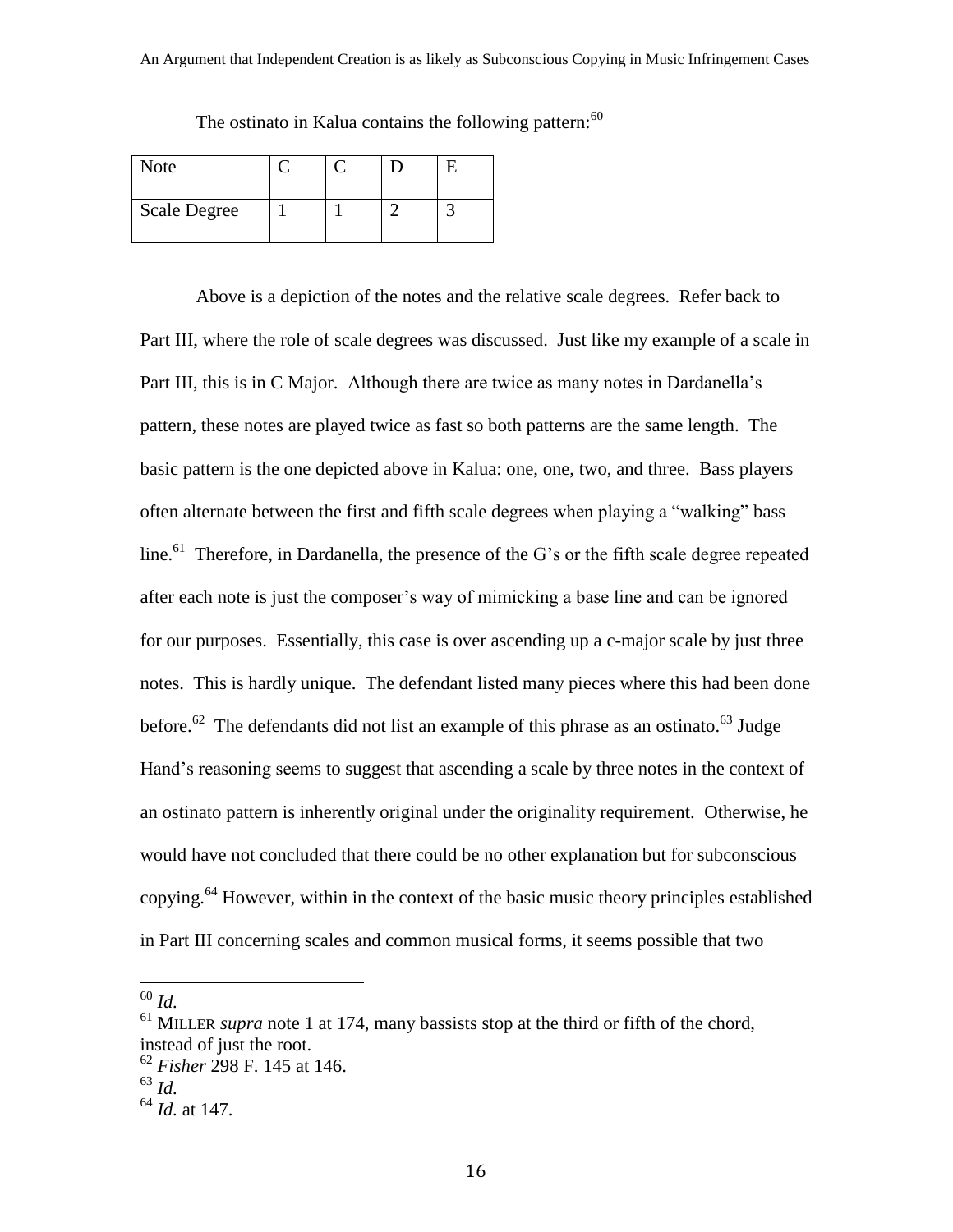The ostinato in Kalua contains the following pattern:[60]

| Note | C | C | D | E |
|---|---|---|---|---|
| Scale Degree | 1 | 1 | 2 | 3 |

Above is a depiction of the notes and the relative scale degrees. Refer back to Part III, where the role of scale degrees was discussed. Just like my example of a scale in Part III, this is in C Major. Although there are twice as many notes in Dardanella's pattern, these notes are played twice as fast so both patterns are the same length. The basic pattern is the one depicted above in Kalua: one, one, two, and three. Bass players often alternate between the first and fifth scale degrees when playing a "walking" bass line.[61] Therefore, in Dardanella, the presence of the G's or the fifth scale degree repeated after each note is just the composer's way of mimicking a base line and can be ignored for our purposes. Essentially, this case is over ascending up a c-major scale by just three notes. This is hardly unique. The defendant listed many pieces where this had been done before.[62] The defendants did not list an example of this phrase as an ostinato.[63] Judge Hand's reasoning seems to suggest that ascending a scale by three notes in the context of an ostinato pattern is inherently original under the originality requirement. Otherwise, he would have not concluded that there could be no other explanation but for subconscious copying.[64] However, within in the context of the basic music theory principles established in Part III concerning scales and common musical forms, it seems possible that two

---

[60] *Id.*

[61] MILLER *supra* note 1 at 174, many bassists stop at the third or fifth of the chord, instead of just the root.

[62] *Fisher* 298 F. 145 at 146.

[63] *Id.*

[64] *Id.* at 147.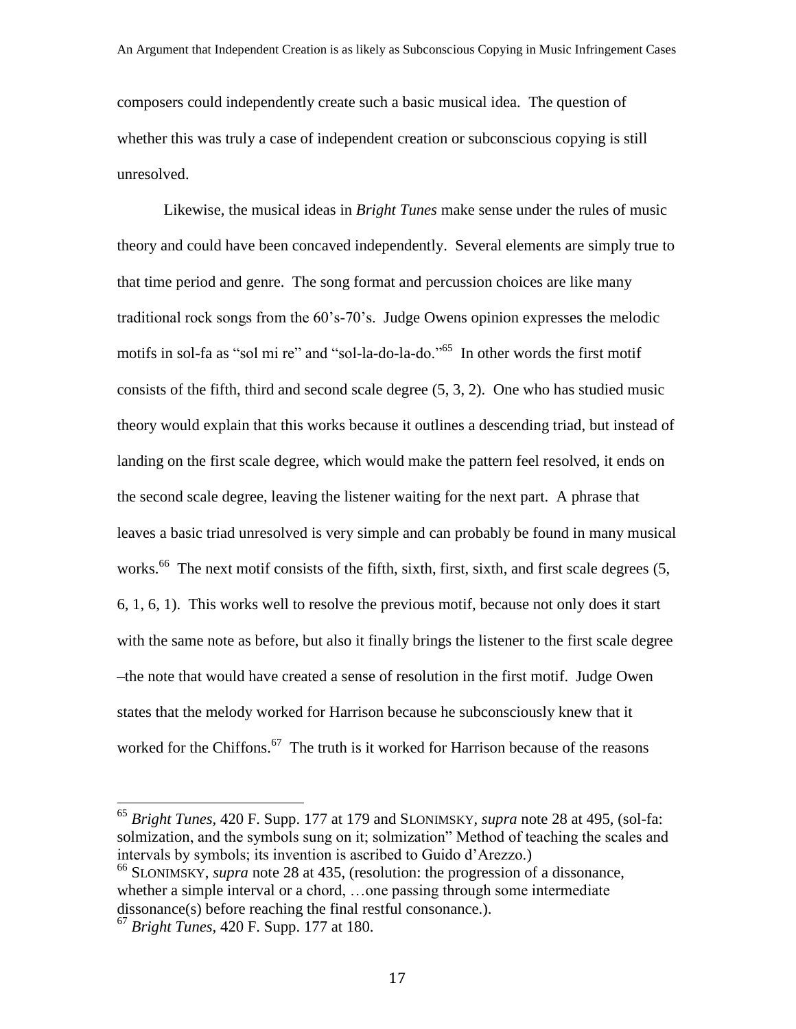composers could independently create such a basic musical idea. The question of whether this was truly a case of independent creation or subconscious copying is still unresolved.

Likewise, the musical ideas in *Bright Tunes* make sense under the rules of music theory and could have been concaved independently. Several elements are simply true to that time period and genre. The song format and percussion choices are like many traditional rock songs from the 60's-70's. Judge Owens opinion expresses the melodic motifs in sol-fa as "sol mi re" and "sol-la-do-la-do."[65] In other words the first motif consists of the fifth, third and second scale degree (5, 3, 2). One who has studied music theory would explain that this works because it outlines a descending triad, but instead of landing on the first scale degree, which would make the pattern feel resolved, it ends on the second scale degree, leaving the listener waiting for the next part. A phrase that leaves a basic triad unresolved is very simple and can probably be found in many musical works.[66] The next motif consists of the fifth, sixth, first, sixth, and first scale degrees (5, 6, 1, 6, 1). This works well to resolve the previous motif, because not only does it start with the same note as before, but also it finally brings the listener to the first scale degree –the note that would have created a sense of resolution in the first motif. Judge Owen states that the melody worked for Harrison because he subconsciously knew that it worked for the Chiffons.[67] The truth is it worked for Harrison because of the reasons

---

[65] *Bright Tunes*, 420 F. Supp. 177 at 179 and SLONIMSKY, *supra* note 28 at 495, (sol-fa: solmization, and the symbols sung on it; solmization" Method of teaching the scales and intervals by symbols; its invention is ascribed to Guido d'Arezzo.)

[66] SLONIMSKY, *supra* note 28 at 435, (resolution: the progression of a dissonance, whether a simple interval or a chord, …one passing through some intermediate dissonance(s) before reaching the final restful consonance.).

[67] *Bright Tunes*, 420 F. Supp. 177 at 180.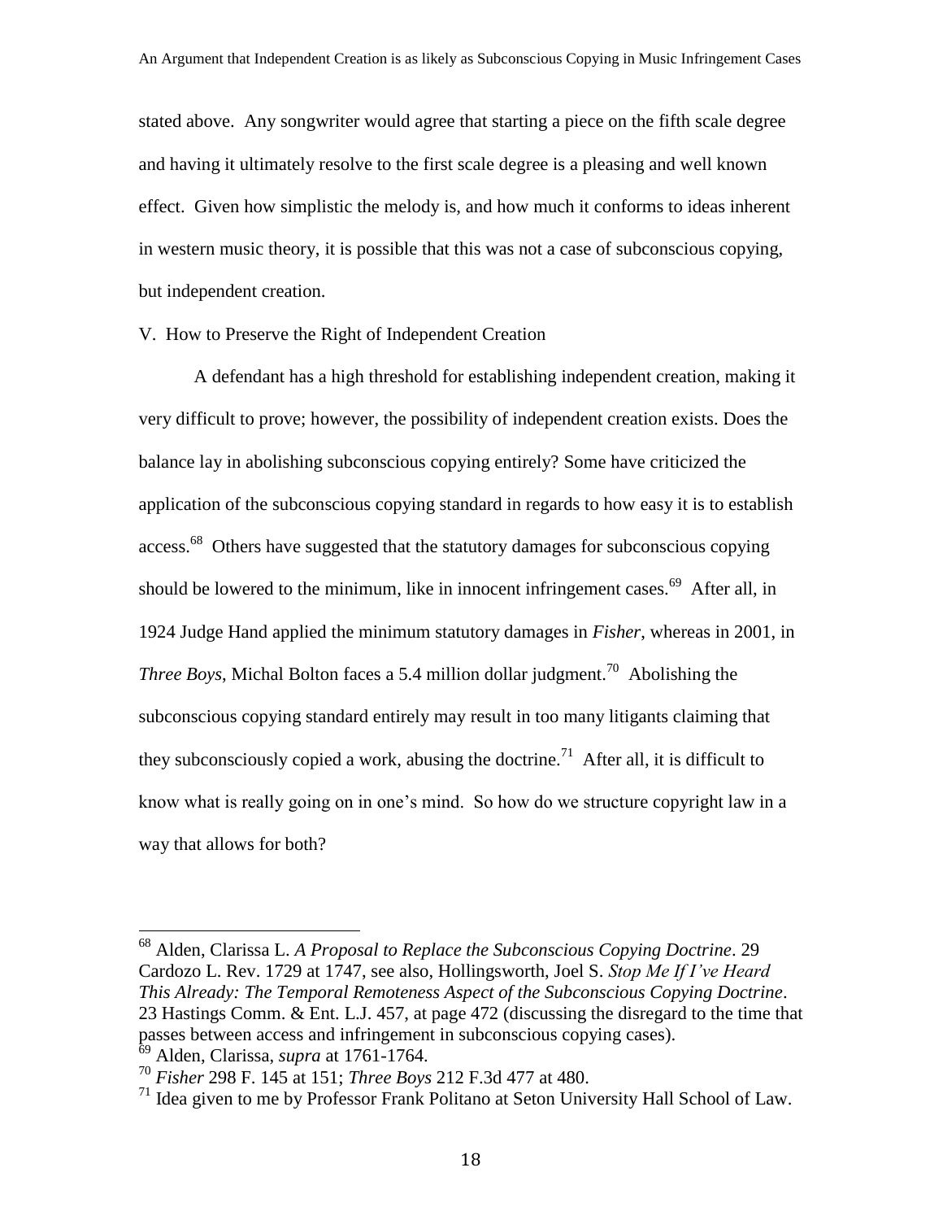stated above. Any songwriter would agree that starting a piece on the fifth scale degree and having it ultimately resolve to the first scale degree is a pleasing and well known effect. Given how simplistic the melody is, and how much it conforms to ideas inherent in western music theory, it is possible that this was not a case of subconscious copying, but independent creation.

## V. How to Preserve the Right of Independent Creation

A defendant has a high threshold for establishing independent creation, making it very difficult to prove; however, the possibility of independent creation exists. Does the balance lay in abolishing subconscious copying entirely? Some have criticized the application of the subconscious copying standard in regards to how easy it is to establish access.[68] Others have suggested that the statutory damages for subconscious copying should be lowered to the minimum, like in innocent infringement cases.[69] After all, in 1924 Judge Hand applied the minimum statutory damages in *Fisher*, whereas in 2001, in *Three Boys*, Michal Bolton faces a 5.4 million dollar judgment.[70] Abolishing the subconscious copying standard entirely may result in too many litigants claiming that they subconsciously copied a work, abusing the doctrine.[71] After all, it is difficult to know what is really going on in one's mind. So how do we structure copyright law in a way that allows for both?

---

[68] Alden, Clarissa L. *A Proposal to Replace the Subconscious Copying Doctrine*. 29 Cardozo L. Rev. 1729 at 1747, see also, Hollingsworth, Joel S. *Stop Me If I've Heard This Already: The Temporal Remoteness Aspect of the Subconscious Copying Doctrine*. 23 Hastings Comm. & Ent. L.J. 457, at page 472 (discussing the disregard to the time that passes between access and infringement in subconscious copying cases).

[69] Alden, Clarissa, *supra* at 1761-1764.

[70] *Fisher* 298 F. 145 at 151; *Three Boys* 212 F.3d 477 at 480.

[71] Idea given to me by Professor Frank Politano at Seton University Hall School of Law.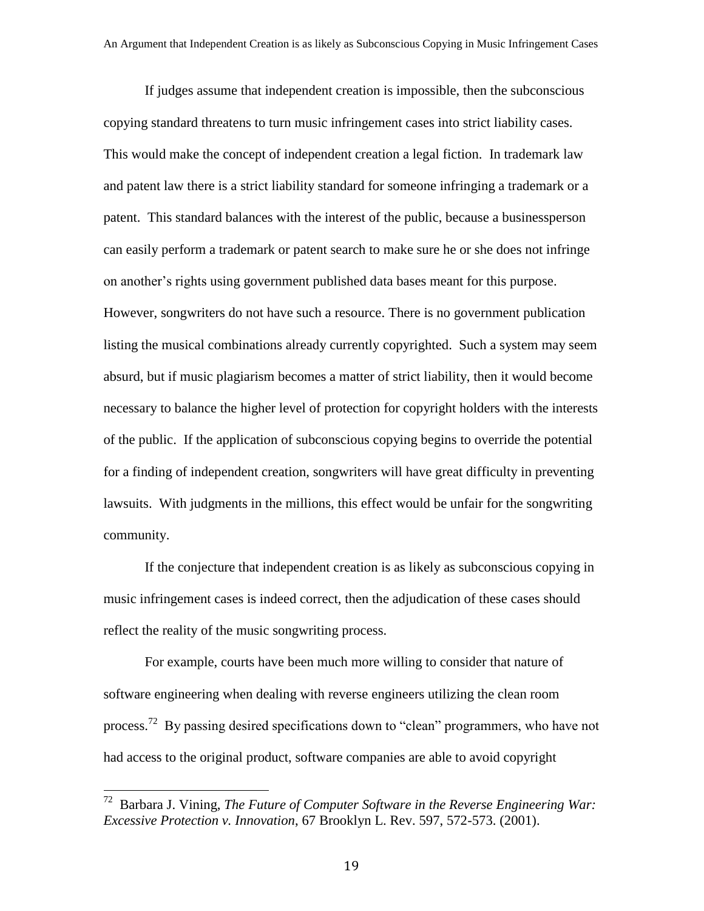If judges assume that independent creation is impossible, then the subconscious copying standard threatens to turn music infringement cases into strict liability cases. This would make the concept of independent creation a legal fiction. In trademark law and patent law there is a strict liability standard for someone infringing a trademark or a patent. This standard balances with the interest of the public, because a businessperson can easily perform a trademark or patent search to make sure he or she does not infringe on another's rights using government published data bases meant for this purpose. However, songwriters do not have such a resource. There is no government publication listing the musical combinations already currently copyrighted. Such a system may seem absurd, but if music plagiarism becomes a matter of strict liability, then it would become necessary to balance the higher level of protection for copyright holders with the interests of the public. If the application of subconscious copying begins to override the potential for a finding of independent creation, songwriters will have great difficulty in preventing lawsuits. With judgments in the millions, this effect would be unfair for the songwriting community.

If the conjecture that independent creation is as likely as subconscious copying in music infringement cases is indeed correct, then the adjudication of these cases should reflect the reality of the music songwriting process.

For example, courts have been much more willing to consider that nature of software engineering when dealing with reverse engineers utilizing the clean room process.[72] By passing desired specifications down to "clean" programmers, who have not had access to the original product, software companies are able to avoid copyright

---

[72] Barbara J. Vining, *The Future of Computer Software in the Reverse Engineering War: Excessive Protection v. Innovation*, 67 Brooklyn L. Rev. 597, 572-573. (2001).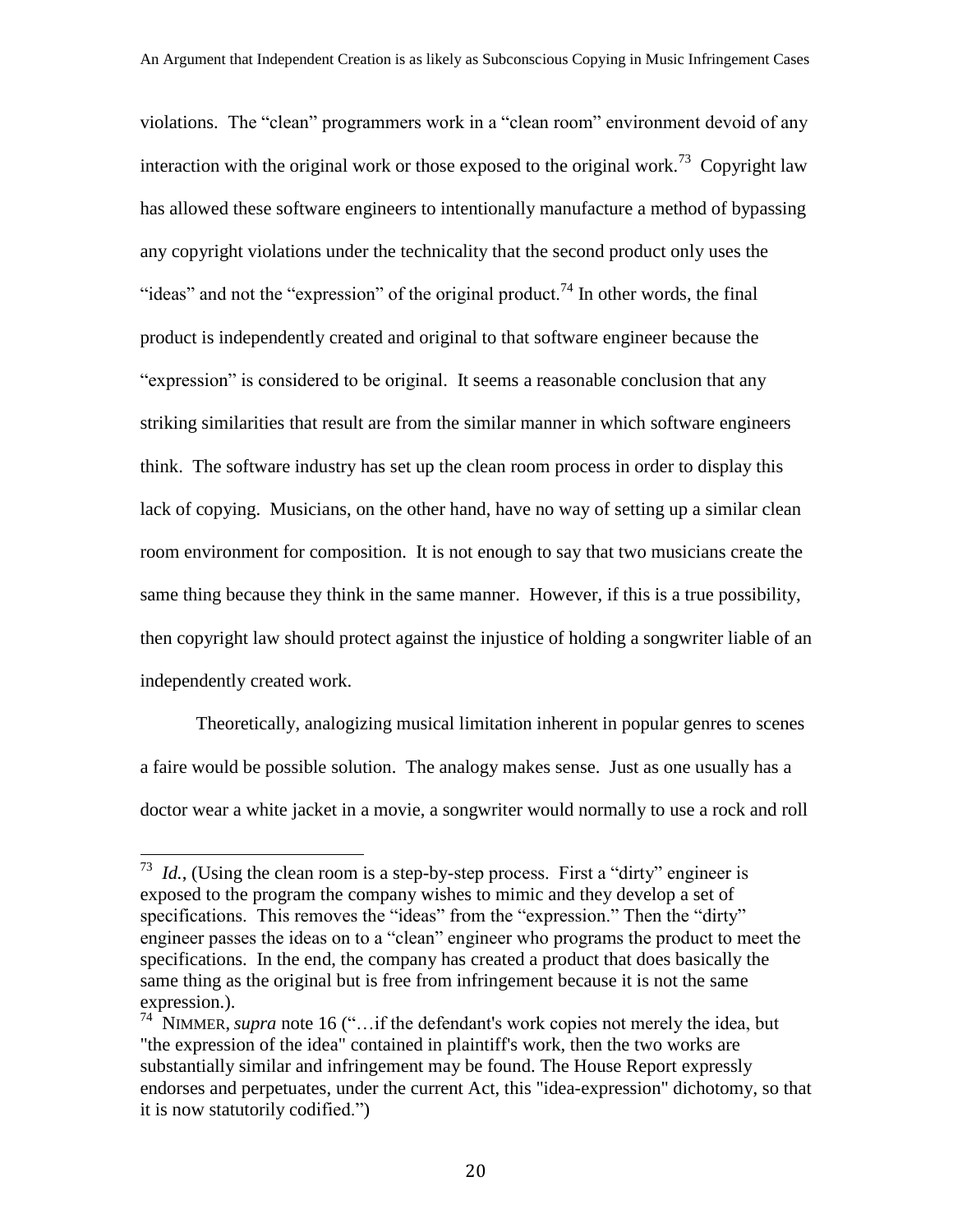violations. The "clean" programmers work in a "clean room" environment devoid of any interaction with the original work or those exposed to the original work.[73] Copyright law has allowed these software engineers to intentionally manufacture a method of bypassing any copyright violations under the technicality that the second product only uses the "ideas" and not the "expression" of the original product.[74] In other words, the final product is independently created and original to that software engineer because the "expression" is considered to be original. It seems a reasonable conclusion that any striking similarities that result are from the similar manner in which software engineers think. The software industry has set up the clean room process in order to display this lack of copying. Musicians, on the other hand, have no way of setting up a similar clean room environment for composition. It is not enough to say that two musicians create the same thing because they think in the same manner. However, if this is a true possibility, then copyright law should protect against the injustice of holding a songwriter liable of an independently created work.

Theoretically, analogizing musical limitation inherent in popular genres to scenes a faire would be possible solution. The analogy makes sense. Just as one usually has a doctor wear a white jacket in a movie, a songwriter would normally to use a rock and roll

---

[73] *Id.*, (Using the clean room is a step-by-step process. First a "dirty" engineer is exposed to the program the company wishes to mimic and they develop a set of specifications. This removes the "ideas" from the "expression." Then the "dirty" engineer passes the ideas on to a "clean" engineer who programs the product to meet the specifications. In the end, the company has created a product that does basically the same thing as the original but is free from infringement because it is not the same expression.).

[74] NIMMER, *supra* note 16 ("…if the defendant's work copies not merely the idea, but "the expression of the idea" contained in plaintiff's work, then the two works are substantially similar and infringement may be found. The House Report expressly endorses and perpetuates, under the current Act, this "idea-expression" dichotomy, so that it is now statutorily codified.")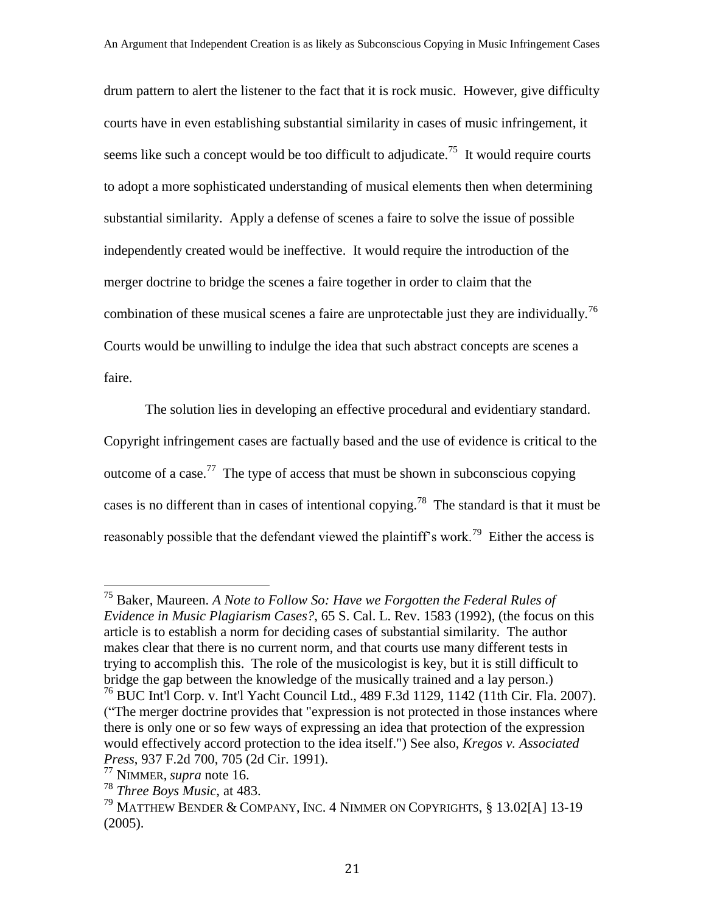drum pattern to alert the listener to the fact that it is rock music. However, give difficulty courts have in even establishing substantial similarity in cases of music infringement, it seems like such a concept would be too difficult to adjudicate.[75] It would require courts to adopt a more sophisticated understanding of musical elements then when determining substantial similarity. Apply a defense of scenes a faire to solve the issue of possible independently created would be ineffective. It would require the introduction of the merger doctrine to bridge the scenes a faire together in order to claim that the combination of these musical scenes a faire are unprotectable just they are individually.[76] Courts would be unwilling to indulge the idea that such abstract concepts are scenes a faire.

The solution lies in developing an effective procedural and evidentiary standard. Copyright infringement cases are factually based and the use of evidence is critical to the outcome of a case.[77] The type of access that must be shown in subconscious copying cases is no different than in cases of intentional copying.[78] The standard is that it must be reasonably possible that the defendant viewed the plaintiff's work.[79] Either the access is

---

[75] Baker, Maureen. *A Note to Follow So: Have we Forgotten the Federal Rules of Evidence in Music Plagiarism Cases?*, 65 S. Cal. L. Rev. 1583 (1992), (the focus on this article is to establish a norm for deciding cases of substantial similarity. The author makes clear that there is no current norm, and that courts use many different tests in trying to accomplish this. The role of the musicologist is key, but it is still difficult to bridge the gap between the knowledge of the musically trained and a lay person.)

[76] BUC Int'l Corp. v. Int'l Yacht Council Ltd., 489 F.3d 1129, 1142 (11th Cir. Fla. 2007). ("The merger doctrine provides that "expression is not protected in those instances where there is only one or so few ways of expressing an idea that protection of the expression would effectively accord protection to the idea itself.") See also, *Kregos v. Associated Press*, 937 F.2d 700, 705 (2d Cir. 1991).

[77] NIMMER, *supra* note 16.

[78] *Three Boys Music*, at 483.

[79] MATTHEW BENDER & COMPANY, INC. 4 NIMMER ON COPYRIGHTS, § 13.02[A] 13-19 (2005).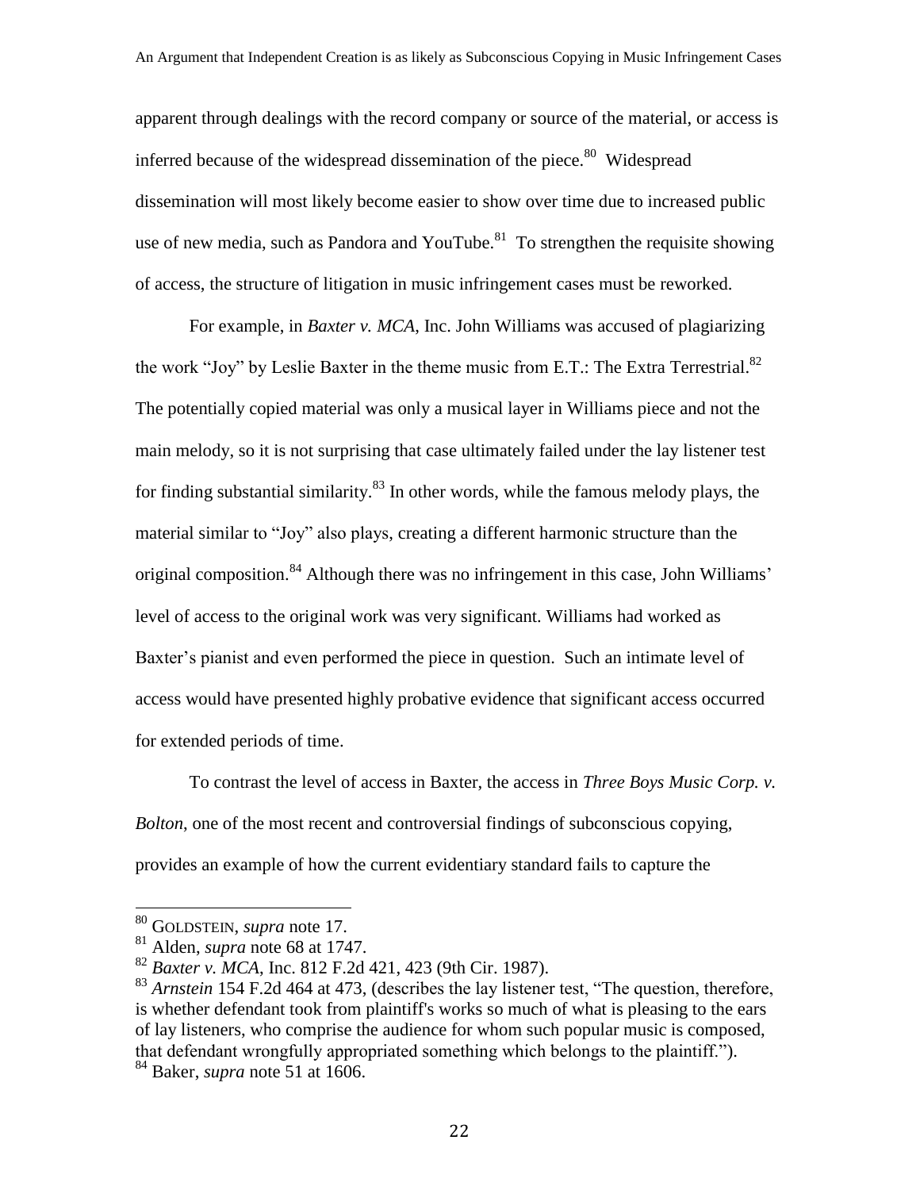apparent through dealings with the record company or source of the material, or access is inferred because of the widespread dissemination of the piece.[80] Widespread dissemination will most likely become easier to show over time due to increased public use of new media, such as Pandora and YouTube.[81] To strengthen the requisite showing of access, the structure of litigation in music infringement cases must be reworked.

For example, in *Baxter v. MCA*, Inc. John Williams was accused of plagiarizing the work "Joy" by Leslie Baxter in the theme music from E.T.: The Extra Terrestrial.[82] The potentially copied material was only a musical layer in Williams piece and not the main melody, so it is not surprising that case ultimately failed under the lay listener test for finding substantial similarity.[83] In other words, while the famous melody plays, the material similar to "Joy" also plays, creating a different harmonic structure than the original composition.[84] Although there was no infringement in this case, John Williams' level of access to the original work was very significant. Williams had worked as Baxter's pianist and even performed the piece in question. Such an intimate level of access would have presented highly probative evidence that significant access occurred for extended periods of time.

To contrast the level of access in Baxter, the access in *Three Boys Music Corp. v. Bolton*, one of the most recent and controversial findings of subconscious copying, provides an example of how the current evidentiary standard fails to capture the

---

[80] GOLDSTEIN, *supra* note 17.

[81] Alden, *supra* note 68 at 1747.

[82] *Baxter v. MCA*, Inc. 812 F.2d 421, 423 (9th Cir. 1987).

[83] *Arnstein* 154 F.2d 464 at 473, (describes the lay listener test, "The question, therefore, is whether defendant took from plaintiff's works so much of what is pleasing to the ears of lay listeners, who comprise the audience for whom such popular music is composed, that defendant wrongfully appropriated something which belongs to the plaintiff.").

[84] Baker, *supra* note 51 at 1606.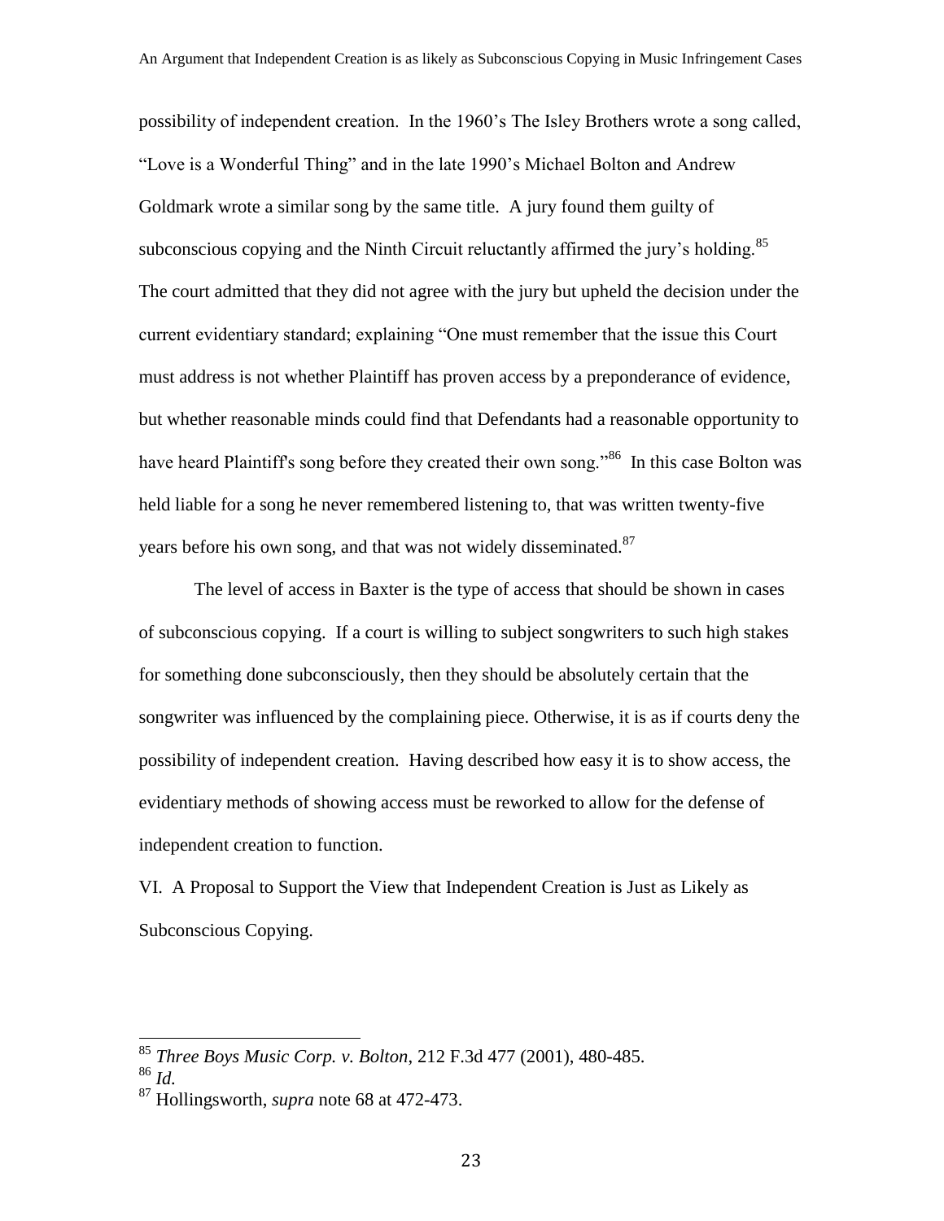possibility of independent creation. In the 1960's The Isley Brothers wrote a song called, "Love is a Wonderful Thing" and in the late 1990's Michael Bolton and Andrew Goldmark wrote a similar song by the same title. A jury found them guilty of subconscious copying and the Ninth Circuit reluctantly affirmed the jury's holding.[85] The court admitted that they did not agree with the jury but upheld the decision under the current evidentiary standard; explaining "One must remember that the issue this Court must address is not whether Plaintiff has proven access by a preponderance of evidence, but whether reasonable minds could find that Defendants had a reasonable opportunity to have heard Plaintiff's song before they created their own song."[86] In this case Bolton was held liable for a song he never remembered listening to, that was written twenty-five years before his own song, and that was not widely disseminated.[87]

The level of access in Baxter is the type of access that should be shown in cases of subconscious copying. If a court is willing to subject songwriters to such high stakes for something done subconsciously, then they should be absolutely certain that the songwriter was influenced by the complaining piece. Otherwise, it is as if courts deny the possibility of independent creation. Having described how easy it is to show access, the evidentiary methods of showing access must be reworked to allow for the defense of independent creation to function.

## VI. A Proposal to Support the View that Independent Creation is Just as Likely as Subconscious Copying.

---

[85] *Three Boys Music Corp. v. Bolton*, 212 F.3d 477 (2001), 480-485.

[86] *Id.*

[87] Hollingsworth, *supra* note 68 at 472-473.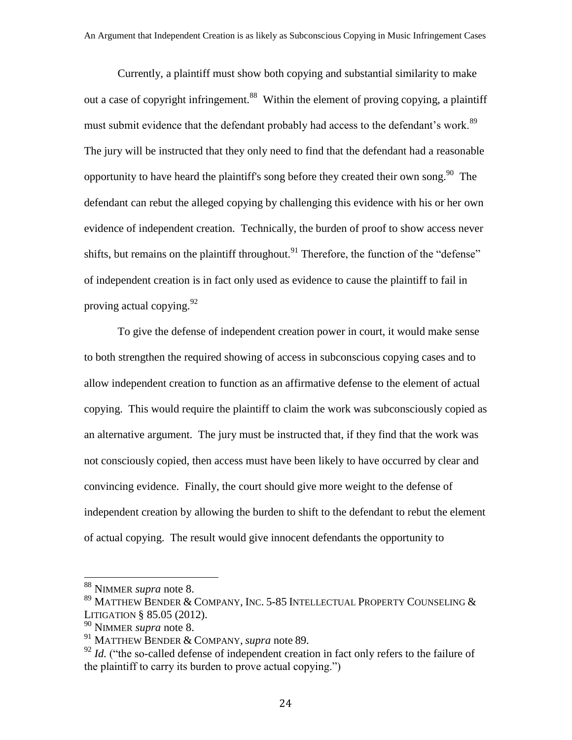Currently, a plaintiff must show both copying and substantial similarity to make out a case of copyright infringement.[88] Within the element of proving copying, a plaintiff must submit evidence that the defendant probably had access to the defendant's work.[89] The jury will be instructed that they only need to find that the defendant had a reasonable opportunity to have heard the plaintiff's song before they created their own song.[90] The defendant can rebut the alleged copying by challenging this evidence with his or her own evidence of independent creation. Technically, the burden of proof to show access never shifts, but remains on the plaintiff throughout.[91] Therefore, the function of the "defense" of independent creation is in fact only used as evidence to cause the plaintiff to fail in proving actual copying.[92]

To give the defense of independent creation power in court, it would make sense to both strengthen the required showing of access in subconscious copying cases and to allow independent creation to function as an affirmative defense to the element of actual copying. This would require the plaintiff to claim the work was subconsciously copied as an alternative argument. The jury must be instructed that, if they find that the work was not consciously copied, then access must have been likely to have occurred by clear and convincing evidence. Finally, the court should give more weight to the defense of independent creation by allowing the burden to shift to the defendant to rebut the element of actual copying. The result would give innocent defendants the opportunity to

---

[88] NIMMER *supra* note 8.

[89] MATTHEW BENDER & COMPANY, INC. 5-85 INTELLECTUAL PROPERTY COUNSELING & LITIGATION § 85.05 (2012).

[90] NIMMER *supra* note 8.

[91] MATTHEW BENDER & COMPANY, *supra* note 89.

[92] *Id.* ("the so-called defense of independent creation in fact only refers to the failure of the plaintiff to carry its burden to prove actual copying.")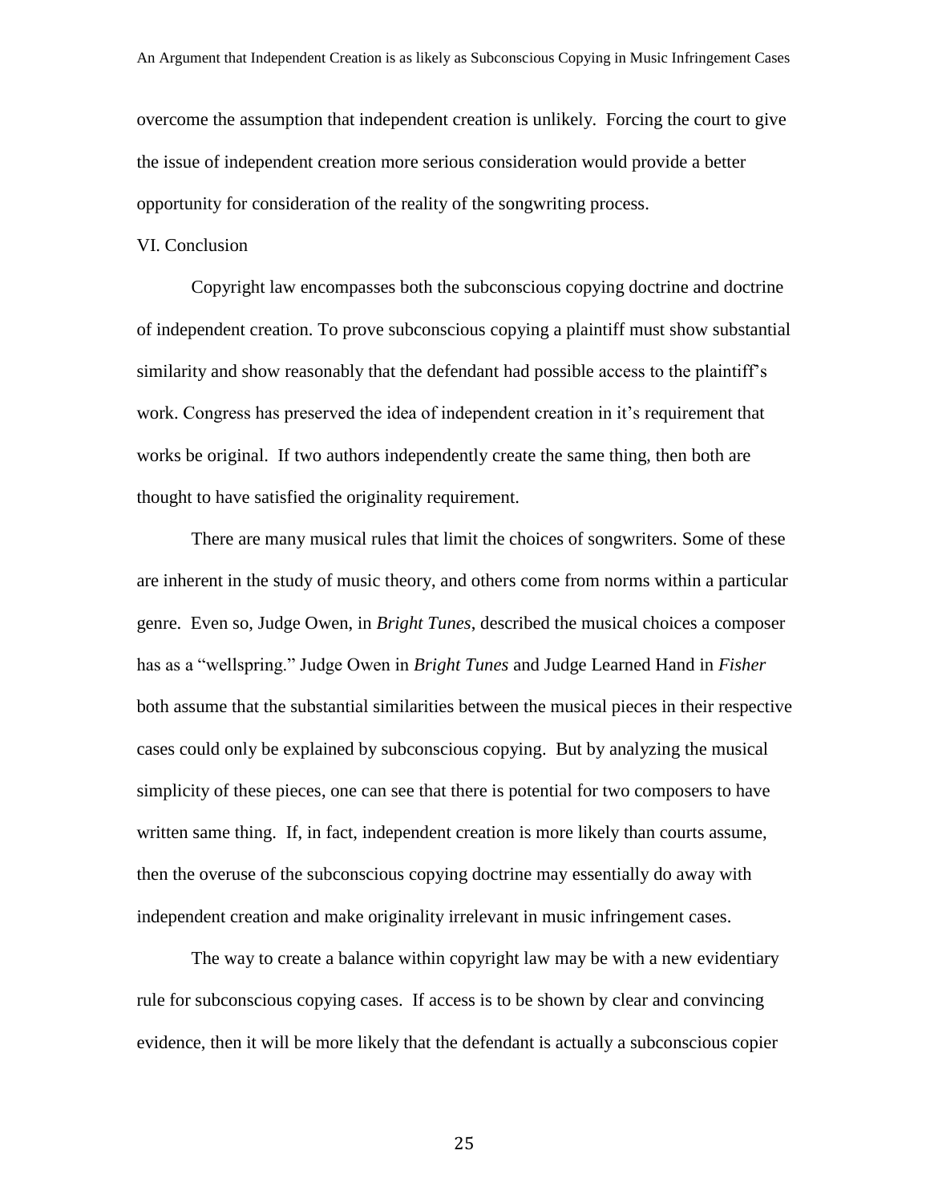overcome the assumption that independent creation is unlikely. Forcing the court to give the issue of independent creation more serious consideration would provide a better opportunity for consideration of the reality of the songwriting process.

## VI. Conclusion

Copyright law encompasses both the subconscious copying doctrine and doctrine of independent creation. To prove subconscious copying a plaintiff must show substantial similarity and show reasonably that the defendant had possible access to the plaintiff's work. Congress has preserved the idea of independent creation in it's requirement that works be original. If two authors independently create the same thing, then both are thought to have satisfied the originality requirement.

There are many musical rules that limit the choices of songwriters. Some of these are inherent in the study of music theory, and others come from norms within a particular genre. Even so, Judge Owen, in *Bright Tunes*, described the musical choices a composer has as a "wellspring." Judge Owen in *Bright Tunes* and Judge Learned Hand in *Fisher* both assume that the substantial similarities between the musical pieces in their respective cases could only be explained by subconscious copying. But by analyzing the musical simplicity of these pieces, one can see that there is potential for two composers to have written same thing. If, in fact, independent creation is more likely than courts assume, then the overuse of the subconscious copying doctrine may essentially do away with independent creation and make originality irrelevant in music infringement cases.

The way to create a balance within copyright law may be with a new evidentiary rule for subconscious copying cases. If access is to be shown by clear and convincing evidence, then it will be more likely that the defendant is actually a subconscious copier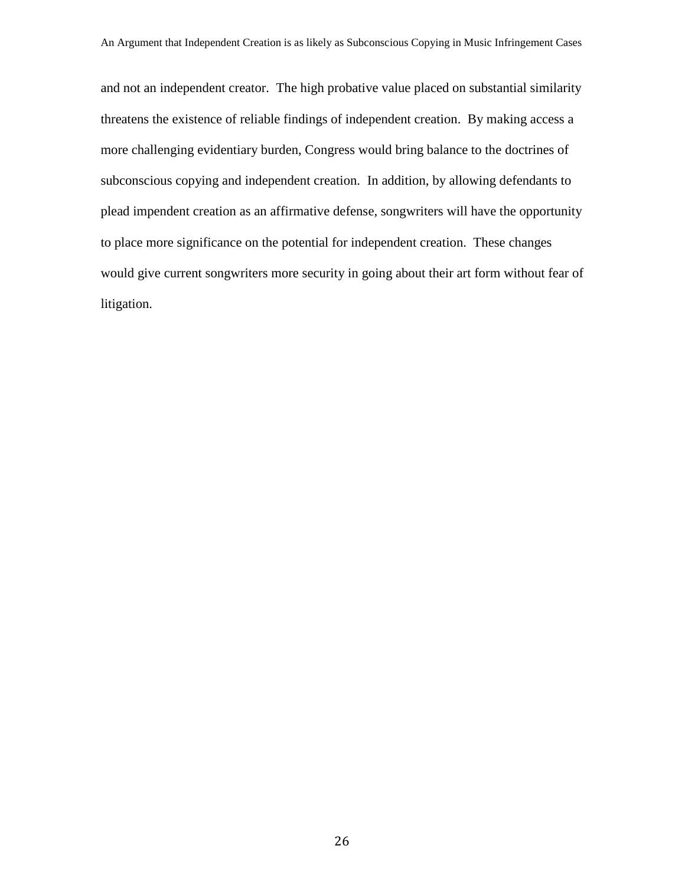and not an independent creator. The high probative value placed on substantial similarity threatens the existence of reliable findings of independent creation. By making access a more challenging evidentiary burden, Congress would bring balance to the doctrines of subconscious copying and independent creation. In addition, by allowing defendants to plead impendent creation as an affirmative defense, songwriters will have the opportunity to place more significance on the potential for independent creation. These changes would give current songwriters more security in going about their art form without fear of litigation.